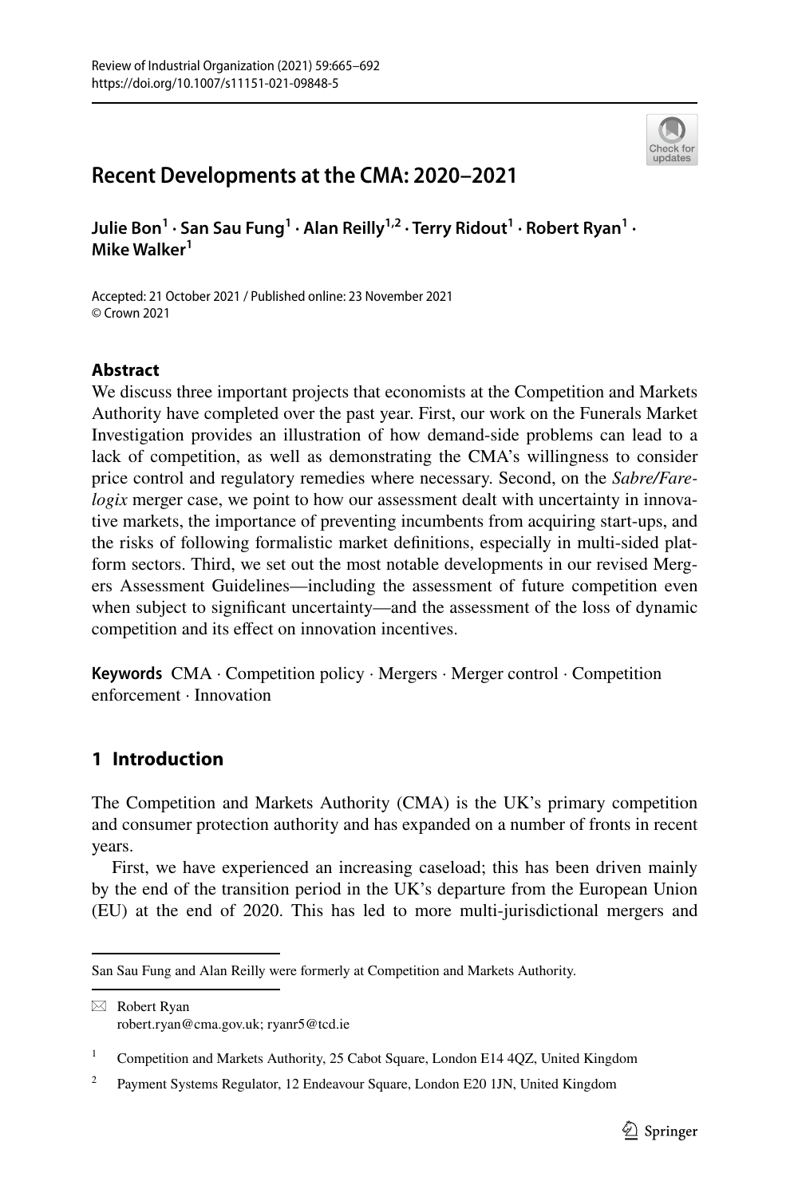# Recent Developments at the CMA: 2020–2021

**Julie Bon[1] · San Sau Fung[1] · Alan Reilly[1,2] · Terry Ridout[1] · Robert Ryan[1] · Mike Walker[1]**

Accepted: 21 October 2021 / Published online: 23 November 2021
© Crown 2021

## Abstract

We discuss three important projects that economists at the Competition and Markets Authority have completed over the past year. First, our work on the Funerals Market Investigation provides an illustration of how demand-side problems can lead to a lack of competition, as well as demonstrating the CMA's willingness to consider price control and regulatory remedies where necessary. Second, on the *Sabre/Farelogix* merger case, we point to how our assessment dealt with uncertainty in innovative markets, the importance of preventing incumbents from acquiring start-ups, and the risks of following formalistic market definitions, especially in multi-sided platform sectors. Third, we set out the most notable developments in our revised Mergers Assessment Guidelines—including the assessment of future competition even when subject to significant uncertainty—and the assessment of the loss of dynamic competition and its effect on innovation incentives.

**Keywords** CMA · Competition policy · Mergers · Merger control · Competition enforcement · Innovation

## 1 Introduction

The Competition and Markets Authority (CMA) is the UK's primary competition and consumer protection authority and has expanded on a number of fronts in recent years.

First, we have experienced an increasing caseload; this has been driven mainly by the end of the transition period in the UK's departure from the European Union (EU) at the end of 2020. This has led to more multi-jurisdictional mergers and

---

San Sau Fung and Alan Reilly were formerly at Competition and Markets Authority.

✉ Robert Ryan
robert.ryan@cma.gov.uk; ryanr5@tcd.ie

[1] Competition and Markets Authority, 25 Cabot Square, London E14 4QZ, United Kingdom

[2] Payment Systems Regulator, 12 Endeavour Square, London E20 1JN, United Kingdom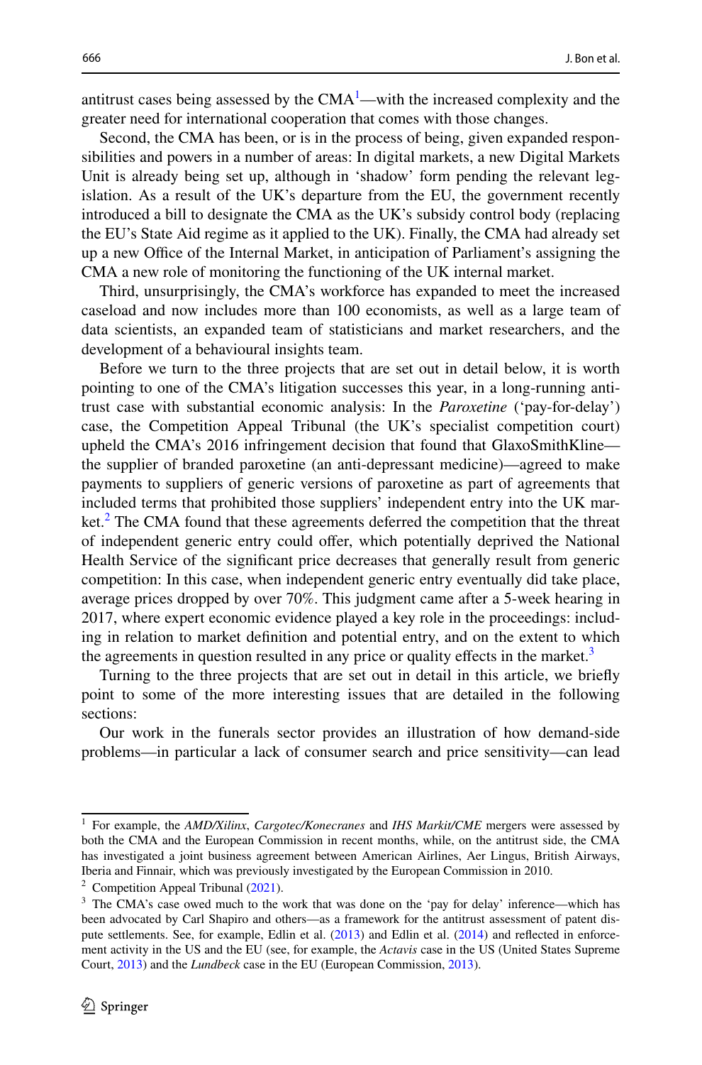antitrust cases being assessed by the CMA[1]—with the increased complexity and the greater need for international cooperation that comes with those changes.

Second, the CMA has been, or is in the process of being, given expanded responsibilities and powers in a number of areas: In digital markets, a new Digital Markets Unit is already being set up, although in 'shadow' form pending the relevant legislation. As a result of the UK's departure from the EU, the government recently introduced a bill to designate the CMA as the UK's subsidy control body (replacing the EU's State Aid regime as it applied to the UK). Finally, the CMA had already set up a new Office of the Internal Market, in anticipation of Parliament's assigning the CMA a new role of monitoring the functioning of the UK internal market.

Third, unsurprisingly, the CMA's workforce has expanded to meet the increased caseload and now includes more than 100 economists, as well as a large team of data scientists, an expanded team of statisticians and market researchers, and the development of a behavioural insights team.

Before we turn to the three projects that are set out in detail below, it is worth pointing to one of the CMA's litigation successes this year, in a long-running antitrust case with substantial economic analysis: In the *Paroxetine* ('pay-for-delay') case, the Competition Appeal Tribunal (the UK's specialist competition court) upheld the CMA's 2016 infringement decision that found that GlaxoSmithKline—the supplier of branded paroxetine (an anti-depressant medicine)—agreed to make payments to suppliers of generic versions of paroxetine as part of agreements that included terms that prohibited those suppliers' independent entry into the UK market.[2] The CMA found that these agreements deferred the competition that the threat of independent generic entry could offer, which potentially deprived the National Health Service of the significant price decreases that generally result from generic competition: In this case, when independent generic entry eventually did take place, average prices dropped by over 70%. This judgment came after a 5-week hearing in 2017, where expert economic evidence played a key role in the proceedings: including in relation to market definition and potential entry, and on the extent to which the agreements in question resulted in any price or quality effects in the market.[3]

Turning to the three projects that are set out in detail in this article, we briefly point to some of the more interesting issues that are detailed in the following sections:

Our work in the funerals sector provides an illustration of how demand-side problems—in particular a lack of consumer search and price sensitivity—can lead

---

[1] For example, the *AMD/Xilinx*, *Cargotec/Konecranes* and *IHS Markit/CME* mergers were assessed by both the CMA and the European Commission in recent months, while, on the antitrust side, the CMA has investigated a joint business agreement between American Airlines, Aer Lingus, British Airways, Iberia and Finnair, which was previously investigated by the European Commission in 2010.

[2] Competition Appeal Tribunal (2021).

[3] The CMA's case owed much to the work that was done on the 'pay for delay' inference—which has been advocated by Carl Shapiro and others—as a framework for the antitrust assessment of patent dispute settlements. See, for example, Edlin et al. (2013) and Edlin et al. (2014) and reflected in enforcement activity in the US and the EU (see, for example, the *Actavis* case in the US (United States Supreme Court, 2013) and the *Lundbeck* case in the EU (European Commission, 2013).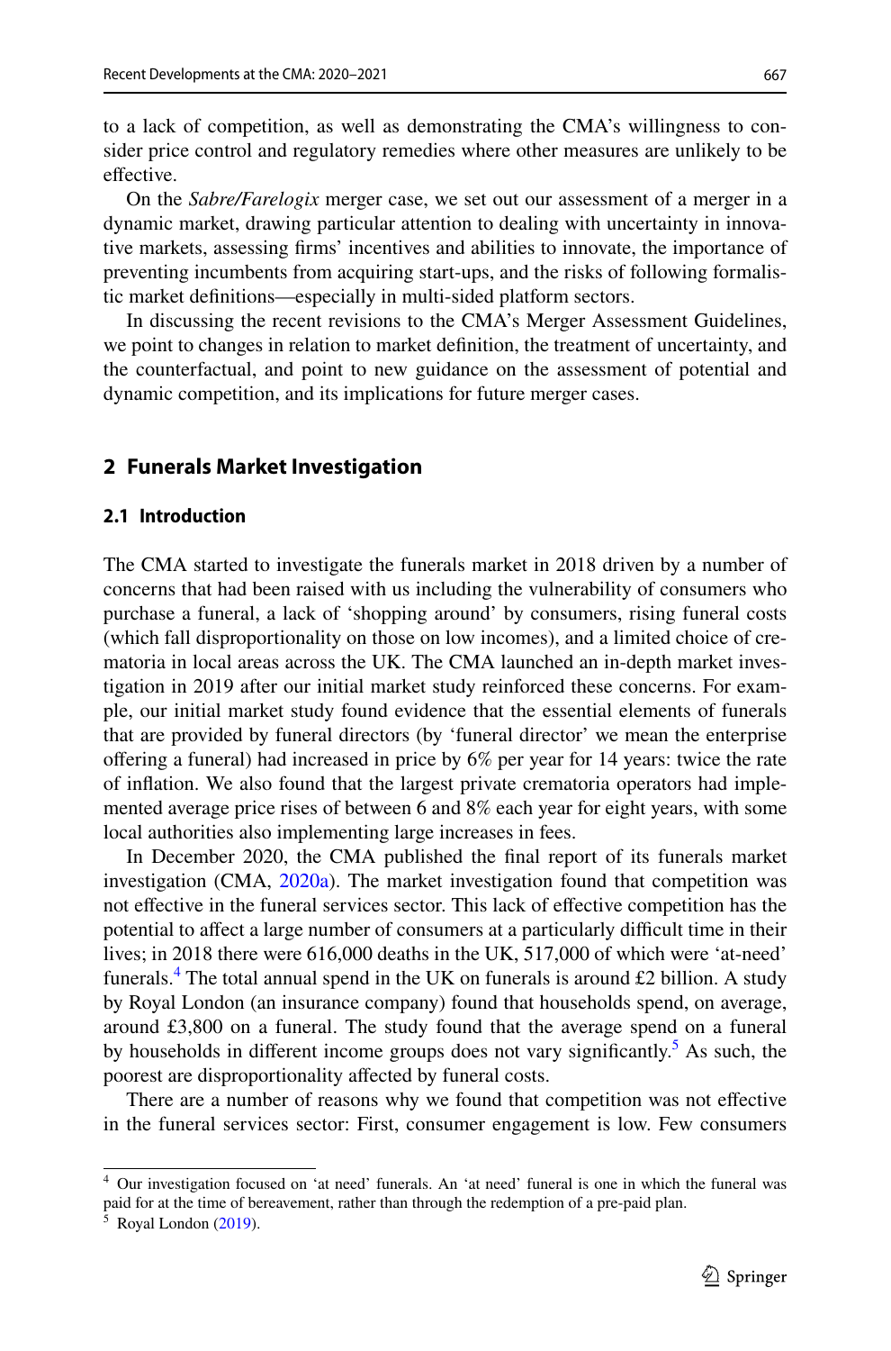to a lack of competition, as well as demonstrating the CMA's willingness to consider price control and regulatory remedies where other measures are unlikely to be effective.

On the *Sabre/Farelogix* merger case, we set out our assessment of a merger in a dynamic market, drawing particular attention to dealing with uncertainty in innovative markets, assessing firms' incentives and abilities to innovate, the importance of preventing incumbents from acquiring start-ups, and the risks of following formalistic market definitions—especially in multi-sided platform sectors.

In discussing the recent revisions to the CMA's Merger Assessment Guidelines, we point to changes in relation to market definition, the treatment of uncertainty, and the counterfactual, and point to new guidance on the assessment of potential and dynamic competition, and its implications for future merger cases.

## 2 Funerals Market Investigation

### 2.1 Introduction

The CMA started to investigate the funerals market in 2018 driven by a number of concerns that had been raised with us including the vulnerability of consumers who purchase a funeral, a lack of 'shopping around' by consumers, rising funeral costs (which fall disproportionality on those on low incomes), and a limited choice of crematoria in local areas across the UK. The CMA launched an in-depth market investigation in 2019 after our initial market study reinforced these concerns. For example, our initial market study found evidence that the essential elements of funerals that are provided by funeral directors (by 'funeral director' we mean the enterprise offering a funeral) had increased in price by 6% per year for 14 years: twice the rate of inflation. We also found that the largest private crematoria operators had implemented average price rises of between 6 and 8% each year for eight years, with some local authorities also implementing large increases in fees.

In December 2020, the CMA published the final report of its funerals market investigation (CMA, 2020a). The market investigation found that competition was not effective in the funeral services sector. This lack of effective competition has the potential to affect a large number of consumers at a particularly difficult time in their lives; in 2018 there were 616,000 deaths in the UK, 517,000 of which were 'at-need' funerals.[4] The total annual spend in the UK on funerals is around £2 billion. A study by Royal London (an insurance company) found that households spend, on average, around £3,800 on a funeral. The study found that the average spend on a funeral by households in different income groups does not vary significantly.[5] As such, the poorest are disproportionality affected by funeral costs.

There are a number of reasons why we found that competition was not effective in the funeral services sector: First, consumer engagement is low. Few consumers

---

[4] Our investigation focused on 'at need' funerals. An 'at need' funeral is one in which the funeral was paid for at the time of bereavement, rather than through the redemption of a pre-paid plan.

[5] Royal London (2019).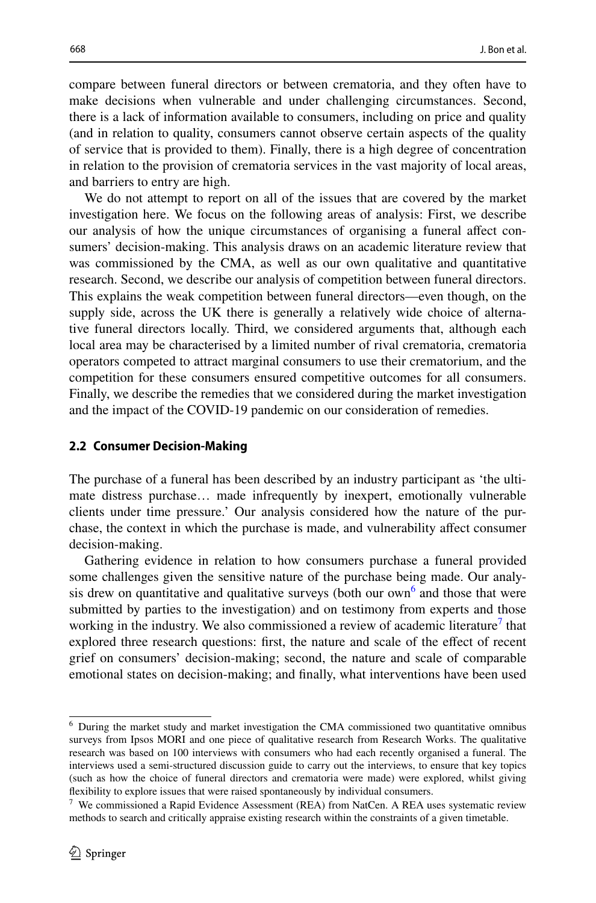compare between funeral directors or between crematoria, and they often have to make decisions when vulnerable and under challenging circumstances. Second, there is a lack of information available to consumers, including on price and quality (and in relation to quality, consumers cannot observe certain aspects of the quality of service that is provided to them). Finally, there is a high degree of concentration in relation to the provision of crematoria services in the vast majority of local areas, and barriers to entry are high.

We do not attempt to report on all of the issues that are covered by the market investigation here. We focus on the following areas of analysis: First, we describe our analysis of how the unique circumstances of organising a funeral affect consumers' decision-making. This analysis draws on an academic literature review that was commissioned by the CMA, as well as our own qualitative and quantitative research. Second, we describe our analysis of competition between funeral directors. This explains the weak competition between funeral directors—even though, on the supply side, across the UK there is generally a relatively wide choice of alternative funeral directors locally. Third, we considered arguments that, although each local area may be characterised by a limited number of rival crematoria, crematoria operators competed to attract marginal consumers to use their crematorium, and the competition for these consumers ensured competitive outcomes for all consumers. Finally, we describe the remedies that we considered during the market investigation and the impact of the COVID-19 pandemic on our consideration of remedies.

### 2.2 Consumer Decision-Making

The purchase of a funeral has been described by an industry participant as 'the ultimate distress purchase… made infrequently by inexpert, emotionally vulnerable clients under time pressure.' Our analysis considered how the nature of the purchase, the context in which the purchase is made, and vulnerability affect consumer decision-making.

Gathering evidence in relation to how consumers purchase a funeral provided some challenges given the sensitive nature of the purchase being made. Our analysis drew on quantitative and qualitative surveys (both our own[6] and those that were submitted by parties to the investigation) and on testimony from experts and those working in the industry. We also commissioned a review of academic literature[7] that explored three research questions: first, the nature and scale of the effect of recent grief on consumers' decision-making; second, the nature and scale of comparable emotional states on decision-making; and finally, what interventions have been used

---

[6] During the market study and market investigation the CMA commissioned two quantitative omnibus surveys from Ipsos MORI and one piece of qualitative research from Research Works. The qualitative research was based on 100 interviews with consumers who had each recently organised a funeral. The interviews used a semi-structured discussion guide to carry out the interviews, to ensure that key topics (such as how the choice of funeral directors and crematoria were made) were explored, whilst giving flexibility to explore issues that were raised spontaneously by individual consumers.

[7] We commissioned a Rapid Evidence Assessment (REA) from NatCen. A REA uses systematic review methods to search and critically appraise existing research within the constraints of a given timetable.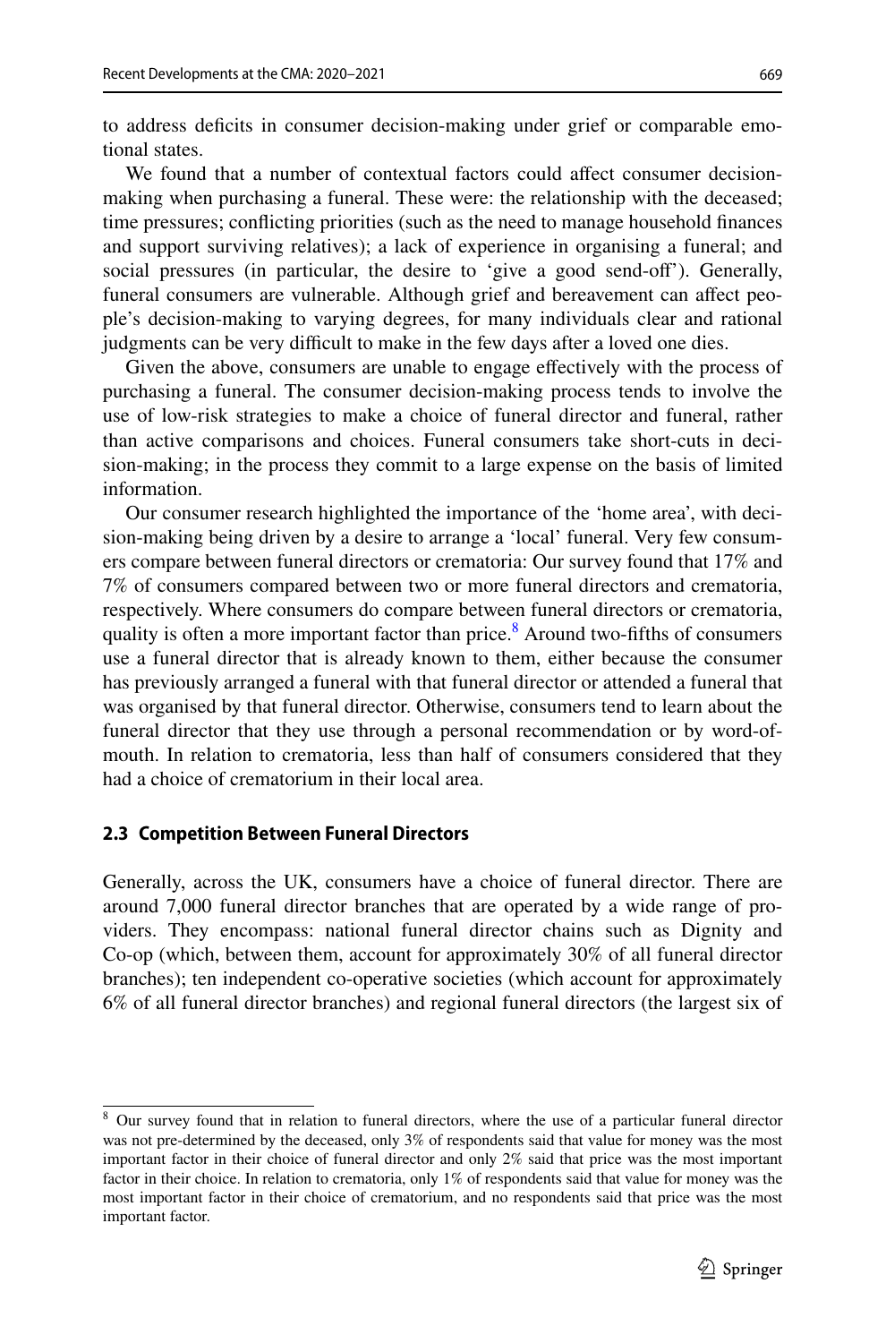to address deficits in consumer decision-making under grief or comparable emotional states.

We found that a number of contextual factors could affect consumer decision-making when purchasing a funeral. These were: the relationship with the deceased; time pressures; conflicting priorities (such as the need to manage household finances and support surviving relatives); a lack of experience in organising a funeral; and social pressures (in particular, the desire to 'give a good send-off'). Generally, funeral consumers are vulnerable. Although grief and bereavement can affect people's decision-making to varying degrees, for many individuals clear and rational judgments can be very difficult to make in the few days after a loved one dies.

Given the above, consumers are unable to engage effectively with the process of purchasing a funeral. The consumer decision-making process tends to involve the use of low-risk strategies to make a choice of funeral director and funeral, rather than active comparisons and choices. Funeral consumers take short-cuts in decision-making; in the process they commit to a large expense on the basis of limited information.

Our consumer research highlighted the importance of the 'home area', with decision-making being driven by a desire to arrange a 'local' funeral. Very few consumers compare between funeral directors or crematoria: Our survey found that 17% and 7% of consumers compared between two or more funeral directors and crematoria, respectively. Where consumers do compare between funeral directors or crematoria, quality is often a more important factor than price.[8] Around two-fifths of consumers use a funeral director that is already known to them, either because the consumer has previously arranged a funeral with that funeral director or attended a funeral that was organised by that funeral director. Otherwise, consumers tend to learn about the funeral director that they use through a personal recommendation or by word-of-mouth. In relation to crematoria, less than half of consumers considered that they had a choice of crematorium in their local area.

### 2.3 Competition Between Funeral Directors

Generally, across the UK, consumers have a choice of funeral director. There are around 7,000 funeral director branches that are operated by a wide range of providers. They encompass: national funeral director chains such as Dignity and Co-op (which, between them, account for approximately 30% of all funeral director branches); ten independent co-operative societies (which account for approximately 6% of all funeral director branches) and regional funeral directors (the largest six of

---

[8] Our survey found that in relation to funeral directors, where the use of a particular funeral director was not pre-determined by the deceased, only 3% of respondents said that value for money was the most important factor in their choice of funeral director and only 2% said that price was the most important factor in their choice. In relation to crematoria, only 1% of respondents said that value for money was the most important factor in their choice of crematorium, and no respondents said that price was the most important factor.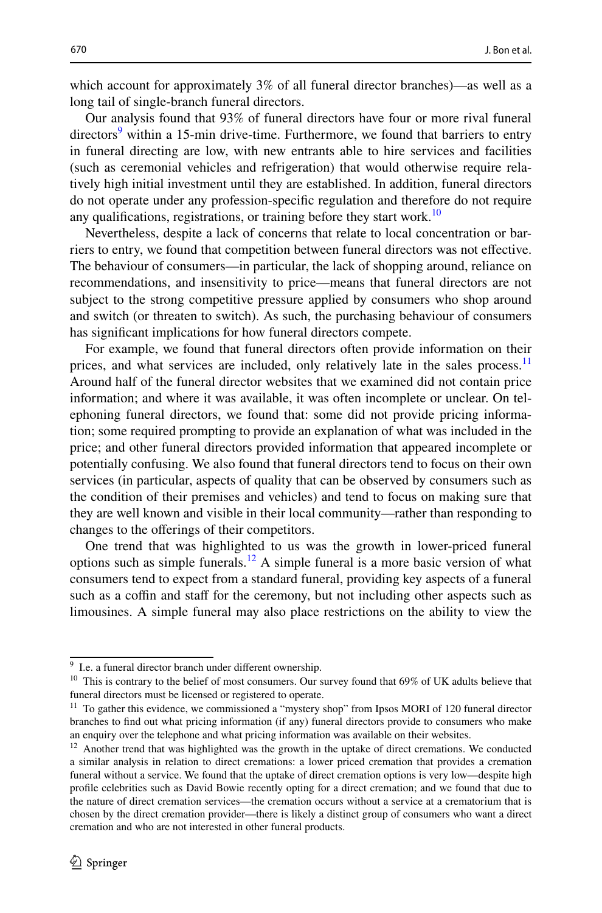which account for approximately 3% of all funeral director branches)—as well as a long tail of single-branch funeral directors.

Our analysis found that 93% of funeral directors have four or more rival funeral directors[9] within a 15-min drive-time. Furthermore, we found that barriers to entry in funeral directing are low, with new entrants able to hire services and facilities (such as ceremonial vehicles and refrigeration) that would otherwise require relatively high initial investment until they are established. In addition, funeral directors do not operate under any profession-specific regulation and therefore do not require any qualifications, registrations, or training before they start work.[10]

Nevertheless, despite a lack of concerns that relate to local concentration or barriers to entry, we found that competition between funeral directors was not effective. The behaviour of consumers—in particular, the lack of shopping around, reliance on recommendations, and insensitivity to price—means that funeral directors are not subject to the strong competitive pressure applied by consumers who shop around and switch (or threaten to switch). As such, the purchasing behaviour of consumers has significant implications for how funeral directors compete.

For example, we found that funeral directors often provide information on their prices, and what services are included, only relatively late in the sales process.[11] Around half of the funeral director websites that we examined did not contain price information; and where it was available, it was often incomplete or unclear. On telephoning funeral directors, we found that: some did not provide pricing information; some required prompting to provide an explanation of what was included in the price; and other funeral directors provided information that appeared incomplete or potentially confusing. We also found that funeral directors tend to focus on their own services (in particular, aspects of quality that can be observed by consumers such as the condition of their premises and vehicles) and tend to focus on making sure that they are well known and visible in their local community—rather than responding to changes to the offerings of their competitors.

One trend that was highlighted to us was the growth in lower-priced funeral options such as simple funerals.[12] A simple funeral is a more basic version of what consumers tend to expect from a standard funeral, providing key aspects of a funeral such as a coffin and staff for the ceremony, but not including other aspects such as limousines. A simple funeral may also place restrictions on the ability to view the

---

[9] I.e. a funeral director branch under different ownership.

[10] This is contrary to the belief of most consumers. Our survey found that 69% of UK adults believe that funeral directors must be licensed or registered to operate.

[11] To gather this evidence, we commissioned a "mystery shop" from Ipsos MORI of 120 funeral director branches to find out what pricing information (if any) funeral directors provide to consumers who make an enquiry over the telephone and what pricing information was available on their websites.

[12] Another trend that was highlighted was the growth in the uptake of direct cremations. We conducted a similar analysis in relation to direct cremations: a lower priced cremation that provides a cremation funeral without a service. We found that the uptake of direct cremation options is very low—despite high profile celebrities such as David Bowie recently opting for a direct cremation; and we found that due to the nature of direct cremation services—the cremation occurs without a service at a crematorium that is chosen by the direct cremation provider—there is likely a distinct group of consumers who want a direct cremation and who are not interested in other funeral products.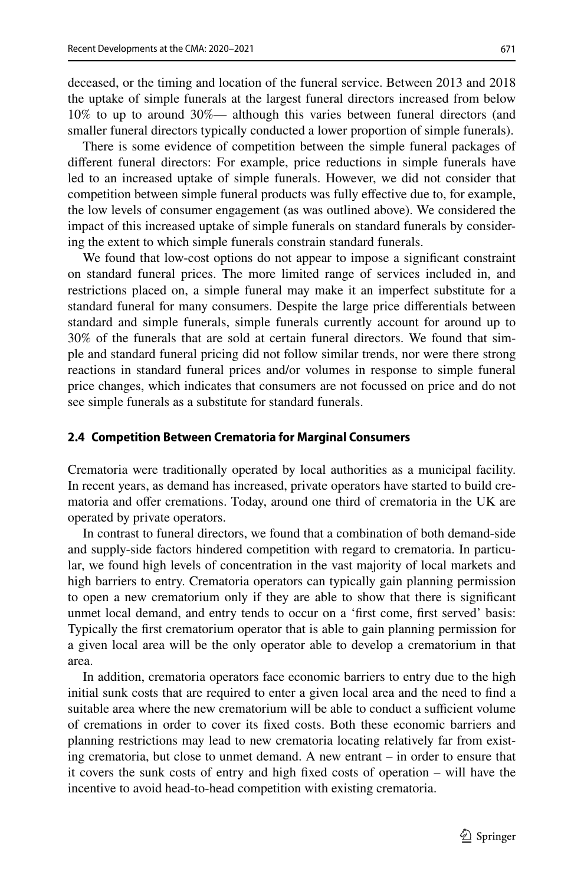deceased, or the timing and location of the funeral service. Between 2013 and 2018 the uptake of simple funerals at the largest funeral directors increased from below 10% to up to around 30%— although this varies between funeral directors (and smaller funeral directors typically conducted a lower proportion of simple funerals).

There is some evidence of competition between the simple funeral packages of different funeral directors: For example, price reductions in simple funerals have led to an increased uptake of simple funerals. However, we did not consider that competition between simple funeral products was fully effective due to, for example, the low levels of consumer engagement (as was outlined above). We considered the impact of this increased uptake of simple funerals on standard funerals by considering the extent to which simple funerals constrain standard funerals.

We found that low-cost options do not appear to impose a significant constraint on standard funeral prices. The more limited range of services included in, and restrictions placed on, a simple funeral may make it an imperfect substitute for a standard funeral for many consumers. Despite the large price differentials between standard and simple funerals, simple funerals currently account for around up to 30% of the funerals that are sold at certain funeral directors. We found that simple and standard funeral pricing did not follow similar trends, nor were there strong reactions in standard funeral prices and/or volumes in response to simple funeral price changes, which indicates that consumers are not focussed on price and do not see simple funerals as a substitute for standard funerals.

### 2.4 Competition Between Crematoria for Marginal Consumers

Crematoria were traditionally operated by local authorities as a municipal facility. In recent years, as demand has increased, private operators have started to build crematoria and offer cremations. Today, around one third of crematoria in the UK are operated by private operators.

In contrast to funeral directors, we found that a combination of both demand-side and supply-side factors hindered competition with regard to crematoria. In particular, we found high levels of concentration in the vast majority of local markets and high barriers to entry. Crematoria operators can typically gain planning permission to open a new crematorium only if they are able to show that there is significant unmet local demand, and entry tends to occur on a 'first come, first served' basis: Typically the first crematorium operator that is able to gain planning permission for a given local area will be the only operator able to develop a crematorium in that area.

In addition, crematoria operators face economic barriers to entry due to the high initial sunk costs that are required to enter a given local area and the need to find a suitable area where the new crematorium will be able to conduct a sufficient volume of cremations in order to cover its fixed costs. Both these economic barriers and planning restrictions may lead to new crematoria locating relatively far from existing crematoria, but close to unmet demand. A new entrant – in order to ensure that it covers the sunk costs of entry and high fixed costs of operation – will have the incentive to avoid head-to-head competition with existing crematoria.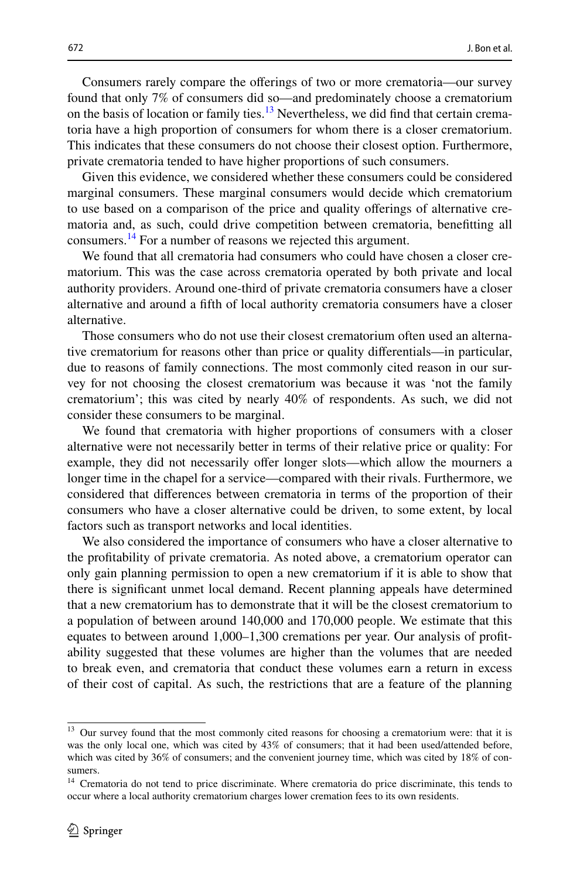Consumers rarely compare the offerings of two or more crematoria—our survey found that only 7% of consumers did so—and predominately choose a crematorium on the basis of location or family ties.[13] Nevertheless, we did find that certain crematoria have a high proportion of consumers for whom there is a closer crematorium. This indicates that these consumers do not choose their closest option. Furthermore, private crematoria tended to have higher proportions of such consumers.

Given this evidence, we considered whether these consumers could be considered marginal consumers. These marginal consumers would decide which crematorium to use based on a comparison of the price and quality offerings of alternative crematoria and, as such, could drive competition between crematoria, benefitting all consumers.[14] For a number of reasons we rejected this argument.

We found that all crematoria had consumers who could have chosen a closer crematorium. This was the case across crematoria operated by both private and local authority providers. Around one-third of private crematoria consumers have a closer alternative and around a fifth of local authority crematoria consumers have a closer alternative.

Those consumers who do not use their closest crematorium often used an alternative crematorium for reasons other than price or quality differentials—in particular, due to reasons of family connections. The most commonly cited reason in our survey for not choosing the closest crematorium was because it was 'not the family crematorium'; this was cited by nearly 40% of respondents. As such, we did not consider these consumers to be marginal.

We found that crematoria with higher proportions of consumers with a closer alternative were not necessarily better in terms of their relative price or quality: For example, they did not necessarily offer longer slots—which allow the mourners a longer time in the chapel for a service—compared with their rivals. Furthermore, we considered that differences between crematoria in terms of the proportion of their consumers who have a closer alternative could be driven, to some extent, by local factors such as transport networks and local identities.

We also considered the importance of consumers who have a closer alternative to the profitability of private crematoria. As noted above, a crematorium operator can only gain planning permission to open a new crematorium if it is able to show that there is significant unmet local demand. Recent planning appeals have determined that a new crematorium has to demonstrate that it will be the closest crematorium to a population of between around 140,000 and 170,000 people. We estimate that this equates to between around 1,000–1,300 cremations per year. Our analysis of profitability suggested that these volumes are higher than the volumes that are needed to break even, and crematoria that conduct these volumes earn a return in excess of their cost of capital. As such, the restrictions that are a feature of the planning

---

[13] Our survey found that the most commonly cited reasons for choosing a crematorium were: that it is was the only local one, which was cited by 43% of consumers; that it had been used/attended before, which was cited by 36% of consumers; and the convenient journey time, which was cited by 18% of consumers.

[14] Crematoria do not tend to price discriminate. Where crematoria do price discriminate, this tends to occur where a local authority crematorium charges lower cremation fees to its own residents.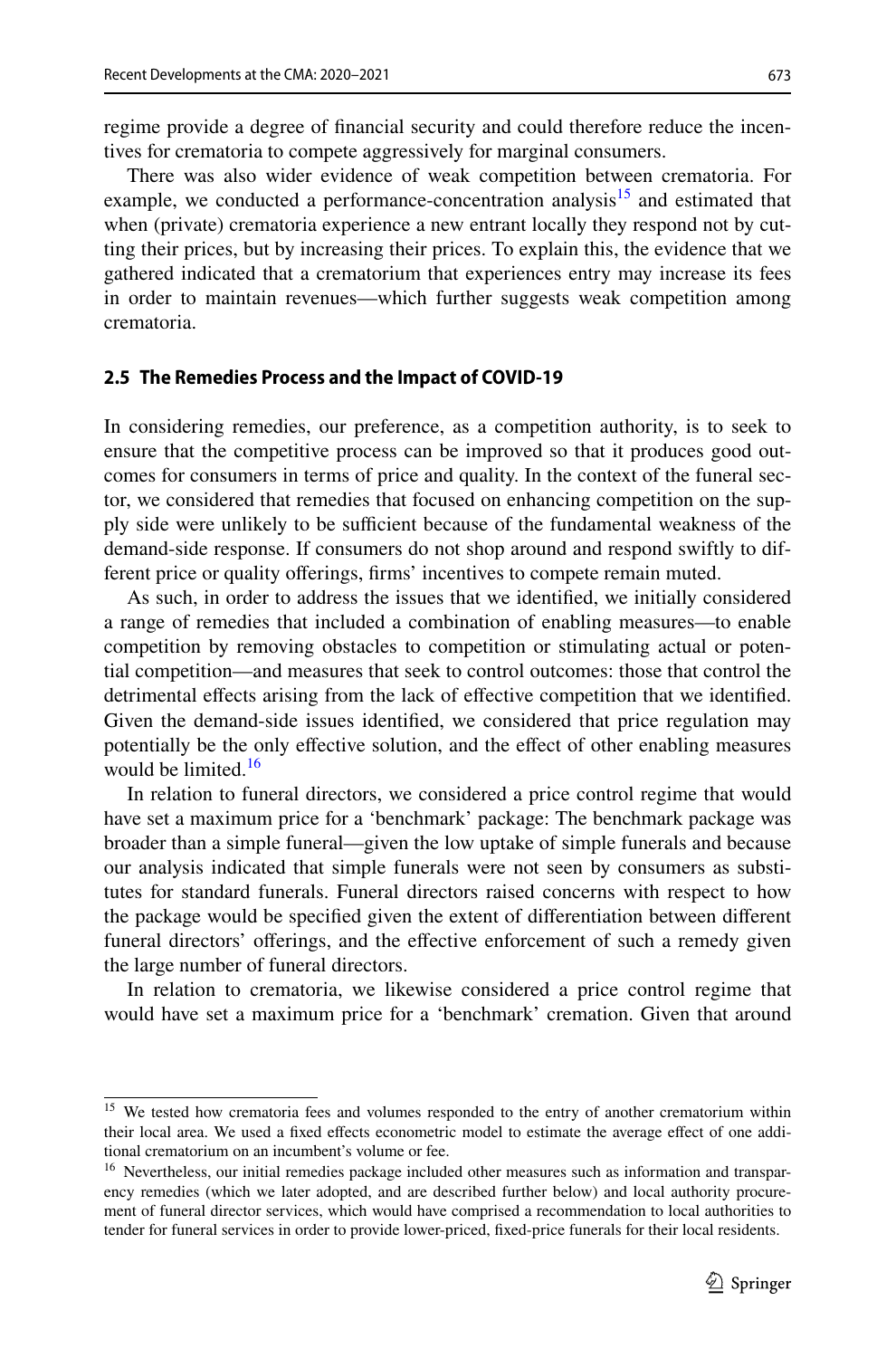regime provide a degree of financial security and could therefore reduce the incentives for crematoria to compete aggressively for marginal consumers.

There was also wider evidence of weak competition between crematoria. For example, we conducted a performance-concentration analysis[15] and estimated that when (private) crematoria experience a new entrant locally they respond not by cutting their prices, but by increasing their prices. To explain this, the evidence that we gathered indicated that a crematorium that experiences entry may increase its fees in order to maintain revenues—which further suggests weak competition among crematoria.

### 2.5 The Remedies Process and the Impact of COVID-19

In considering remedies, our preference, as a competition authority, is to seek to ensure that the competitive process can be improved so that it produces good outcomes for consumers in terms of price and quality. In the context of the funeral sector, we considered that remedies that focused on enhancing competition on the supply side were unlikely to be sufficient because of the fundamental weakness of the demand-side response. If consumers do not shop around and respond swiftly to different price or quality offerings, firms' incentives to compete remain muted.

As such, in order to address the issues that we identified, we initially considered a range of remedies that included a combination of enabling measures—to enable competition by removing obstacles to competition or stimulating actual or potential competition—and measures that seek to control outcomes: those that control the detrimental effects arising from the lack of effective competition that we identified. Given the demand-side issues identified, we considered that price regulation may potentially be the only effective solution, and the effect of other enabling measures would be limited.[16]

In relation to funeral directors, we considered a price control regime that would have set a maximum price for a 'benchmark' package: The benchmark package was broader than a simple funeral—given the low uptake of simple funerals and because our analysis indicated that simple funerals were not seen by consumers as substitutes for standard funerals. Funeral directors raised concerns with respect to how the package would be specified given the extent of differentiation between different funeral directors' offerings, and the effective enforcement of such a remedy given the large number of funeral directors.

In relation to crematoria, we likewise considered a price control regime that would have set a maximum price for a 'benchmark' cremation. Given that around

---

[15] We tested how crematoria fees and volumes responded to the entry of another crematorium within their local area. We used a fixed effects econometric model to estimate the average effect of one additional crematorium on an incumbent's volume or fee.

[16] Nevertheless, our initial remedies package included other measures such as information and transparency remedies (which we later adopted, and are described further below) and local authority procurement of funeral director services, which would have comprised a recommendation to local authorities to tender for funeral services in order to provide lower-priced, fixed-price funerals for their local residents.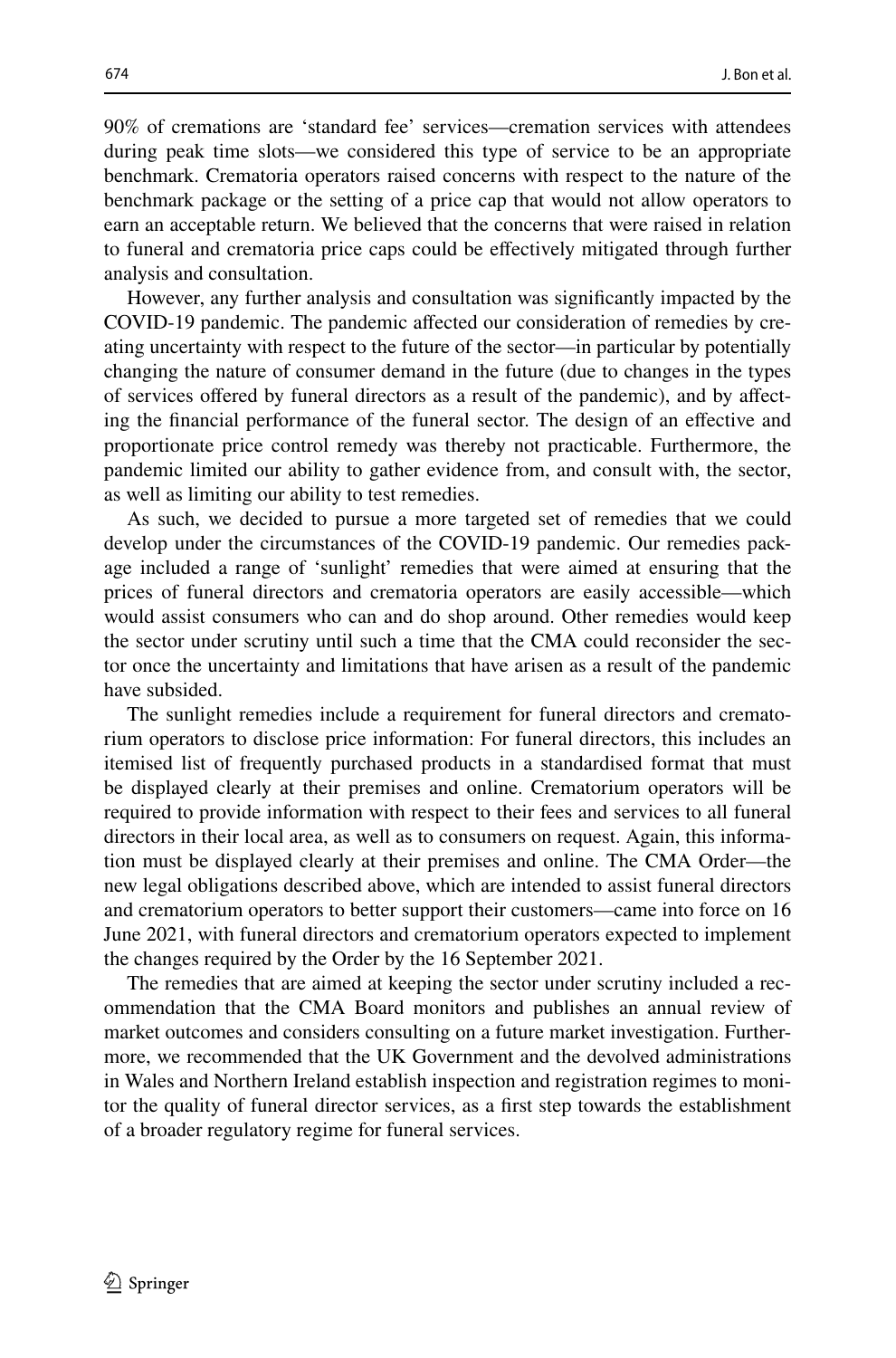90% of cremations are 'standard fee' services—cremation services with attendees during peak time slots—we considered this type of service to be an appropriate benchmark. Crematoria operators raised concerns with respect to the nature of the benchmark package or the setting of a price cap that would not allow operators to earn an acceptable return. We believed that the concerns that were raised in relation to funeral and crematoria price caps could be effectively mitigated through further analysis and consultation.

However, any further analysis and consultation was significantly impacted by the COVID-19 pandemic. The pandemic affected our consideration of remedies by creating uncertainty with respect to the future of the sector—in particular by potentially changing the nature of consumer demand in the future (due to changes in the types of services offered by funeral directors as a result of the pandemic), and by affecting the financial performance of the funeral sector. The design of an effective and proportionate price control remedy was thereby not practicable. Furthermore, the pandemic limited our ability to gather evidence from, and consult with, the sector, as well as limiting our ability to test remedies.

As such, we decided to pursue a more targeted set of remedies that we could develop under the circumstances of the COVID-19 pandemic. Our remedies package included a range of 'sunlight' remedies that were aimed at ensuring that the prices of funeral directors and crematoria operators are easily accessible—which would assist consumers who can and do shop around. Other remedies would keep the sector under scrutiny until such a time that the CMA could reconsider the sector once the uncertainty and limitations that have arisen as a result of the pandemic have subsided.

The sunlight remedies include a requirement for funeral directors and crematorium operators to disclose price information: For funeral directors, this includes an itemised list of frequently purchased products in a standardised format that must be displayed clearly at their premises and online. Crematorium operators will be required to provide information with respect to their fees and services to all funeral directors in their local area, as well as to consumers on request. Again, this information must be displayed clearly at their premises and online. The CMA Order—the new legal obligations described above, which are intended to assist funeral directors and crematorium operators to better support their customers—came into force on 16 June 2021, with funeral directors and crematorium operators expected to implement the changes required by the Order by the 16 September 2021.

The remedies that are aimed at keeping the sector under scrutiny included a recommendation that the CMA Board monitors and publishes an annual review of market outcomes and considers consulting on a future market investigation. Furthermore, we recommended that the UK Government and the devolved administrations in Wales and Northern Ireland establish inspection and registration regimes to monitor the quality of funeral director services, as a first step towards the establishment of a broader regulatory regime for funeral services.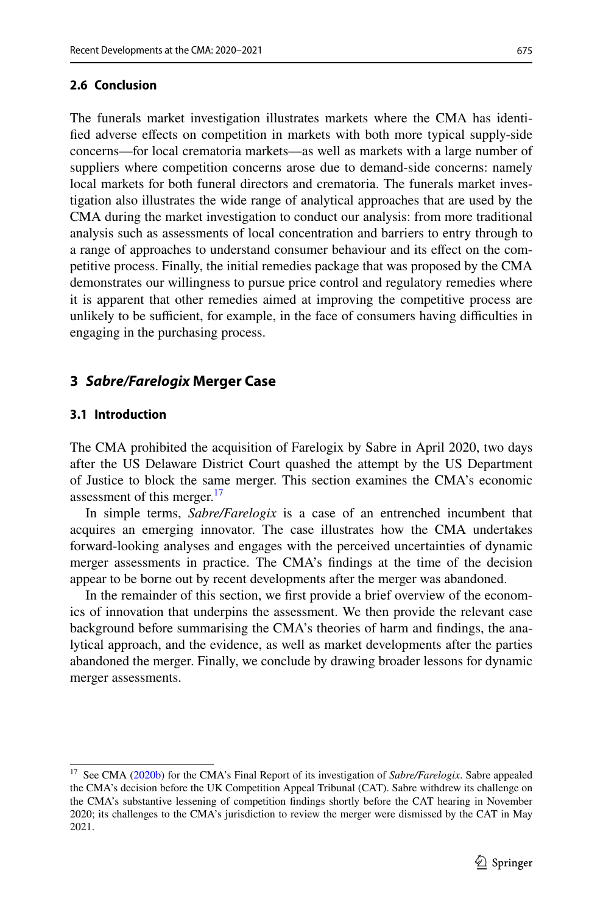### 2.6 Conclusion

The funerals market investigation illustrates markets where the CMA has identified adverse effects on competition in markets with both more typical supply-side concerns—for local crematoria markets—as well as markets with a large number of suppliers where competition concerns arose due to demand-side concerns: namely local markets for both funeral directors and crematoria. The funerals market investigation also illustrates the wide range of analytical approaches that are used by the CMA during the market investigation to conduct our analysis: from more traditional analysis such as assessments of local concentration and barriers to entry through to a range of approaches to understand consumer behaviour and its effect on the competitive process. Finally, the initial remedies package that was proposed by the CMA demonstrates our willingness to pursue price control and regulatory remedies where it is apparent that other remedies aimed at improving the competitive process are unlikely to be sufficient, for example, in the face of consumers having difficulties in engaging in the purchasing process.

## 3 *Sabre/Farelogix* Merger Case

### 3.1 Introduction

The CMA prohibited the acquisition of Farelogix by Sabre in April 2020, two days after the US Delaware District Court quashed the attempt by the US Department of Justice to block the same merger. This section examines the CMA's economic assessment of this merger.[17]

In simple terms, *Sabre/Farelogix* is a case of an entrenched incumbent that acquires an emerging innovator. The case illustrates how the CMA undertakes forward-looking analyses and engages with the perceived uncertainties of dynamic merger assessments in practice. The CMA's findings at the time of the decision appear to be borne out by recent developments after the merger was abandoned.

In the remainder of this section, we first provide a brief overview of the economics of innovation that underpins the assessment. We then provide the relevant case background before summarising the CMA's theories of harm and findings, the analytical approach, and the evidence, as well as market developments after the parties abandoned the merger. Finally, we conclude by drawing broader lessons for dynamic merger assessments.

[17] See CMA (2020b) for the CMA's Final Report of its investigation of *Sabre/Farelogix*. Sabre appealed the CMA's decision before the UK Competition Appeal Tribunal (CAT). Sabre withdrew its challenge on the CMA's substantive lessening of competition findings shortly before the CAT hearing in November 2020; its challenges to the CMA's jurisdiction to review the merger were dismissed by the CAT in May 2021.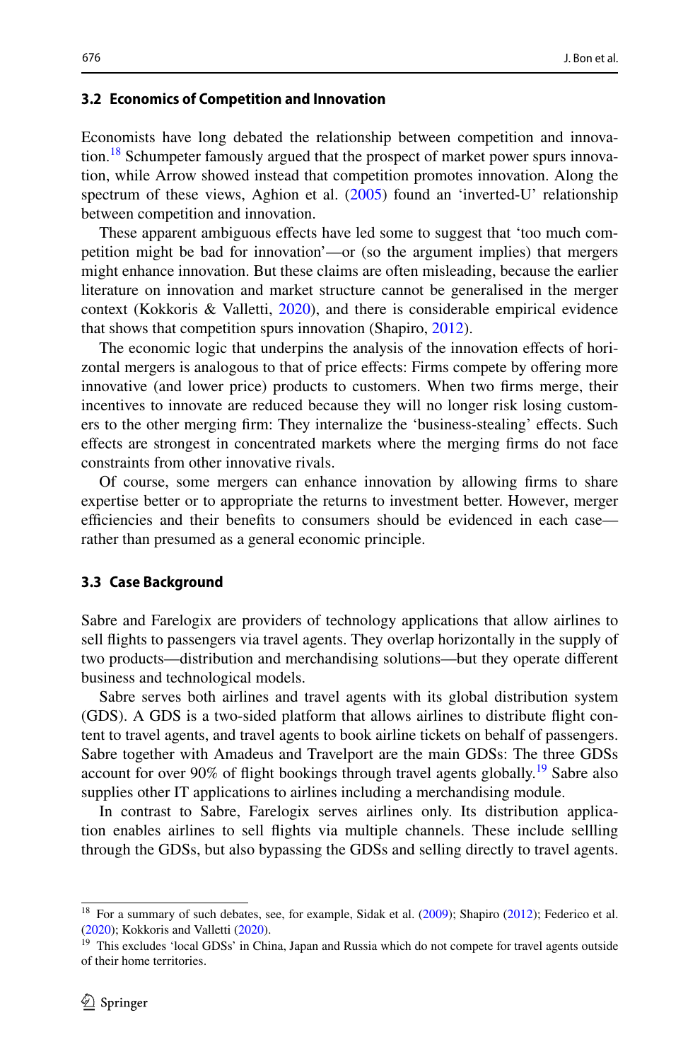### 3.2 Economics of Competition and Innovation

Economists have long debated the relationship between competition and innovation.[18] Schumpeter famously argued that the prospect of market power spurs innovation, while Arrow showed instead that competition promotes innovation. Along the spectrum of these views, Aghion et al. (2005) found an 'inverted-U' relationship between competition and innovation.

These apparent ambiguous effects have led some to suggest that 'too much competition might be bad for innovation'—or (so the argument implies) that mergers might enhance innovation. But these claims are often misleading, because the earlier literature on innovation and market structure cannot be generalised in the merger context (Kokkoris & Valletti, 2020), and there is considerable empirical evidence that shows that competition spurs innovation (Shapiro, 2012).

The economic logic that underpins the analysis of the innovation effects of horizontal mergers is analogous to that of price effects: Firms compete by offering more innovative (and lower price) products to customers. When two firms merge, their incentives to innovate are reduced because they will no longer risk losing customers to the other merging firm: They internalize the 'business-stealing' effects. Such effects are strongest in concentrated markets where the merging firms do not face constraints from other innovative rivals.

Of course, some mergers can enhance innovation by allowing firms to share expertise better or to appropriate the returns to investment better. However, merger efficiencies and their benefits to consumers should be evidenced in each case—rather than presumed as a general economic principle.

### 3.3 Case Background

Sabre and Farelogix are providers of technology applications that allow airlines to sell flights to passengers via travel agents. They overlap horizontally in the supply of two products—distribution and merchandising solutions—but they operate different business and technological models.

Sabre serves both airlines and travel agents with its global distribution system (GDS). A GDS is a two-sided platform that allows airlines to distribute flight content to travel agents, and travel agents to book airline tickets on behalf of passengers. Sabre together with Amadeus and Travelport are the main GDSs: The three GDSs account for over 90% of flight bookings through travel agents globally.[19] Sabre also supplies other IT applications to airlines including a merchandising module.

In contrast to Sabre, Farelogix serves airlines only. Its distribution application enables airlines to sell flights via multiple channels. These include sellling through the GDSs, but also bypassing the GDSs and selling directly to travel agents.

[18] For a summary of such debates, see, for example, Sidak et al. (2009); Shapiro (2012); Federico et al. (2020); Kokkoris and Valletti (2020).

[19] This excludes 'local GDSs' in China, Japan and Russia which do not compete for travel agents outside of their home territories.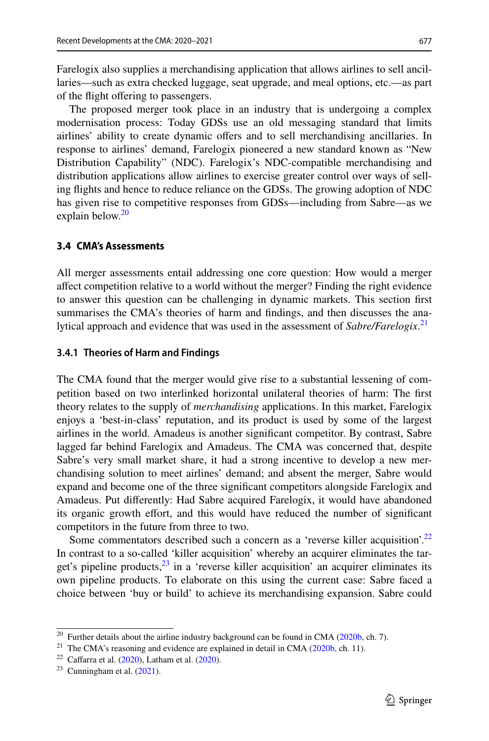Farelogix also supplies a merchandising application that allows airlines to sell ancillaries—such as extra checked luggage, seat upgrade, and meal options, etc.—as part of the flight offering to passengers.

The proposed merger took place in an industry that is undergoing a complex modernisation process: Today GDSs use an old messaging standard that limits airlines' ability to create dynamic offers and to sell merchandising ancillaries. In response to airlines' demand, Farelogix pioneered a new standard known as "New Distribution Capability" (NDC). Farelogix's NDC-compatible merchandising and distribution applications allow airlines to exercise greater control over ways of selling flights and hence to reduce reliance on the GDSs. The growing adoption of NDC has given rise to competitive responses from GDSs—including from Sabre—as we explain below.[20]

### 3.4 CMA's Assessments

All merger assessments entail addressing one core question: How would a merger affect competition relative to a world without the merger? Finding the right evidence to answer this question can be challenging in dynamic markets. This section first summarises the CMA's theories of harm and findings, and then discusses the analytical approach and evidence that was used in the assessment of *Sabre/Farelogix*.[21]

#### 3.4.1 Theories of Harm and Findings

The CMA found that the merger would give rise to a substantial lessening of competition based on two interlinked horizontal unilateral theories of harm: The first theory relates to the supply of *merchandising* applications. In this market, Farelogix enjoys a 'best-in-class' reputation, and its product is used by some of the largest airlines in the world. Amadeus is another significant competitor. By contrast, Sabre lagged far behind Farelogix and Amadeus. The CMA was concerned that, despite Sabre's very small market share, it had a strong incentive to develop a new merchandising solution to meet airlines' demand; and absent the merger, Sabre would expand and become one of the three significant competitors alongside Farelogix and Amadeus. Put differently: Had Sabre acquired Farelogix, it would have abandoned its organic growth effort, and this would have reduced the number of significant competitors in the future from three to two.

Some commentators described such a concern as a 'reverse killer acquisition'.[22] In contrast to a so-called 'killer acquisition' whereby an acquirer eliminates the target's pipeline products,[23] in a 'reverse killer acquisition' an acquirer eliminates its own pipeline products. To elaborate on this using the current case: Sabre faced a choice between 'buy or build' to achieve its merchandising expansion. Sabre could

---

[20] Further details about the airline industry background can be found in CMA (2020b, ch. 7).

[21] The CMA's reasoning and evidence are explained in detail in CMA (2020b, ch. 11).

[22] Caffarra et al. (2020), Latham et al. (2020).

[23] Cunningham et al. (2021).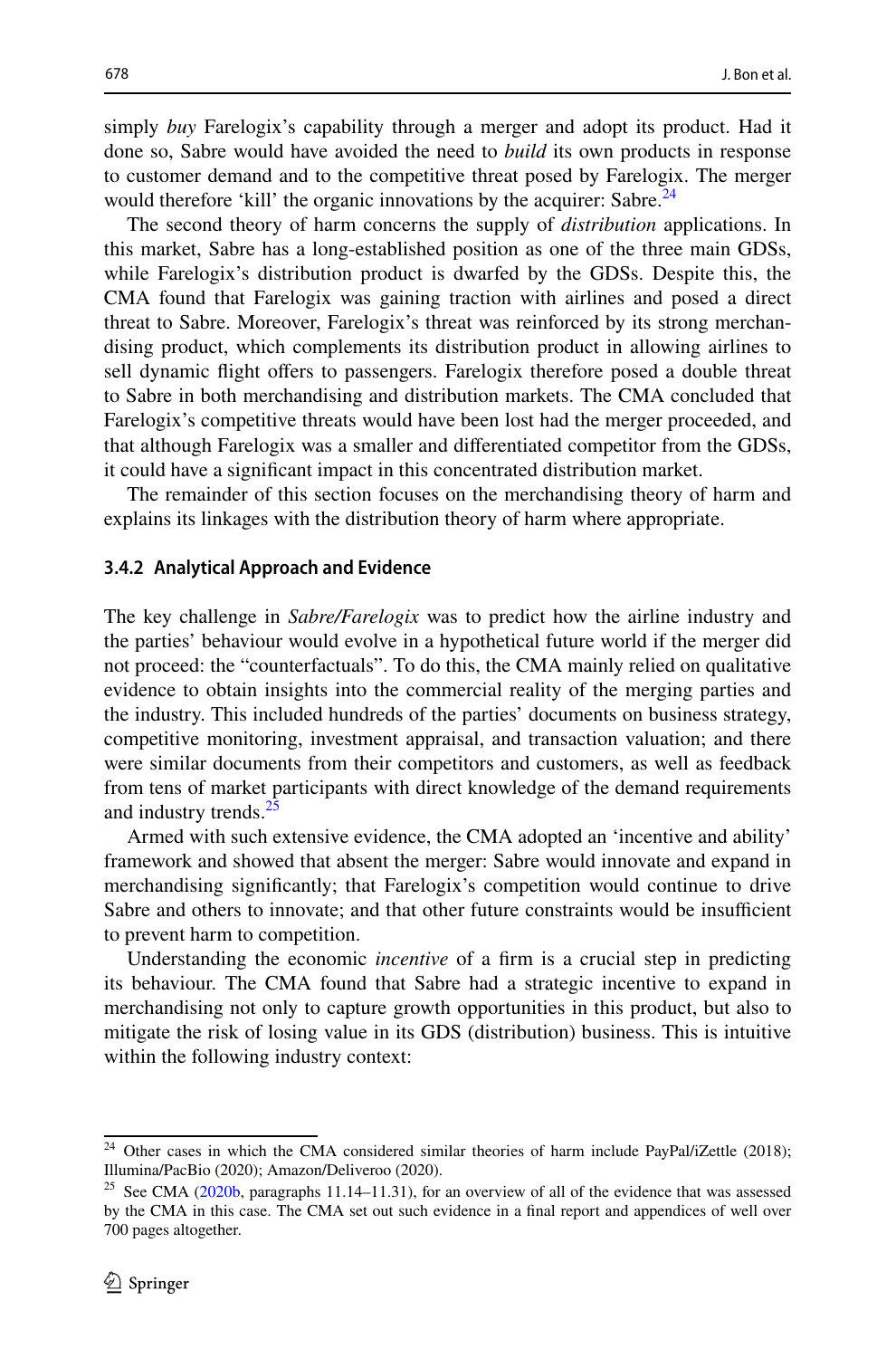simply *buy* Farelogix's capability through a merger and adopt its product. Had it done so, Sabre would have avoided the need to *build* its own products in response to customer demand and to the competitive threat posed by Farelogix. The merger would therefore 'kill' the organic innovations by the acquirer: Sabre.[24]

The second theory of harm concerns the supply of *distribution* applications. In this market, Sabre has a long-established position as one of the three main GDSs, while Farelogix's distribution product is dwarfed by the GDSs. Despite this, the CMA found that Farelogix was gaining traction with airlines and posed a direct threat to Sabre. Moreover, Farelogix's threat was reinforced by its strong merchandising product, which complements its distribution product in allowing airlines to sell dynamic flight offers to passengers. Farelogix therefore posed a double threat to Sabre in both merchandising and distribution markets. The CMA concluded that Farelogix's competitive threats would have been lost had the merger proceeded, and that although Farelogix was a smaller and differentiated competitor from the GDSs, it could have a significant impact in this concentrated distribution market.

The remainder of this section focuses on the merchandising theory of harm and explains its linkages with the distribution theory of harm where appropriate.

### 3.4.2 Analytical Approach and Evidence

The key challenge in *Sabre/Farelogix* was to predict how the airline industry and the parties' behaviour would evolve in a hypothetical future world if the merger did not proceed: the "counterfactuals". To do this, the CMA mainly relied on qualitative evidence to obtain insights into the commercial reality of the merging parties and the industry. This included hundreds of the parties' documents on business strategy, competitive monitoring, investment appraisal, and transaction valuation; and there were similar documents from their competitors and customers, as well as feedback from tens of market participants with direct knowledge of the demand requirements and industry trends.[25]

Armed with such extensive evidence, the CMA adopted an 'incentive and ability' framework and showed that absent the merger: Sabre would innovate and expand in merchandising significantly; that Farelogix's competition would continue to drive Sabre and others to innovate; and that other future constraints would be insufficient to prevent harm to competition.

Understanding the economic *incentive* of a firm is a crucial step in predicting its behaviour. The CMA found that Sabre had a strategic incentive to expand in merchandising not only to capture growth opportunities in this product, but also to mitigate the risk of losing value in its GDS (distribution) business. This is intuitive within the following industry context:

---

[24] Other cases in which the CMA considered similar theories of harm include PayPal/iZettle (2018); Illumina/PacBio (2020); Amazon/Deliveroo (2020).

[25] See CMA (2020b, paragraphs 11.14–11.31), for an overview of all of the evidence that was assessed by the CMA in this case. The CMA set out such evidence in a final report and appendices of well over 700 pages altogether.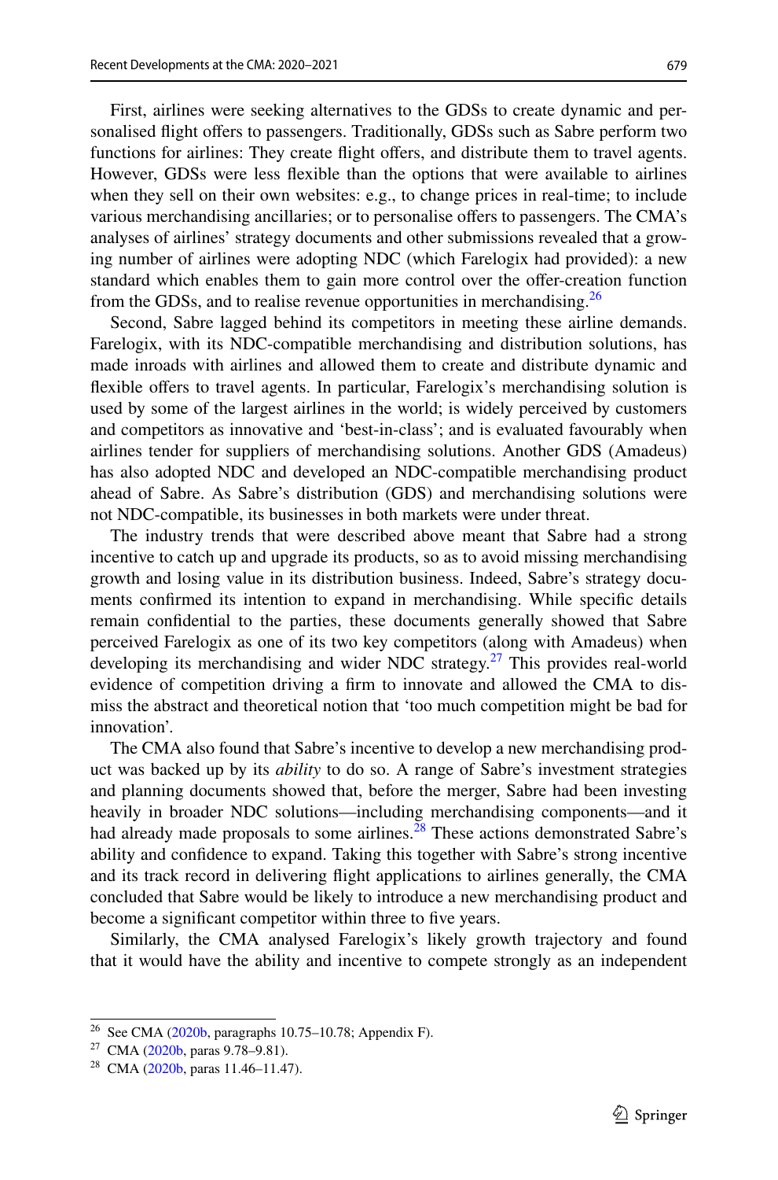First, airlines were seeking alternatives to the GDSs to create dynamic and personalised flight offers to passengers. Traditionally, GDSs such as Sabre perform two functions for airlines: They create flight offers, and distribute them to travel agents. However, GDSs were less flexible than the options that were available to airlines when they sell on their own websites: e.g., to change prices in real-time; to include various merchandising ancillaries; or to personalise offers to passengers. The CMA's analyses of airlines' strategy documents and other submissions revealed that a growing number of airlines were adopting NDC (which Farelogix had provided): a new standard which enables them to gain more control over the offer-creation function from the GDSs, and to realise revenue opportunities in merchandising.[26]

Second, Sabre lagged behind its competitors in meeting these airline demands. Farelogix, with its NDC-compatible merchandising and distribution solutions, has made inroads with airlines and allowed them to create and distribute dynamic and flexible offers to travel agents. In particular, Farelogix's merchandising solution is used by some of the largest airlines in the world; is widely perceived by customers and competitors as innovative and 'best-in-class'; and is evaluated favourably when airlines tender for suppliers of merchandising solutions. Another GDS (Amadeus) has also adopted NDC and developed an NDC-compatible merchandising product ahead of Sabre. As Sabre's distribution (GDS) and merchandising solutions were not NDC-compatible, its businesses in both markets were under threat.

The industry trends that were described above meant that Sabre had a strong incentive to catch up and upgrade its products, so as to avoid missing merchandising growth and losing value in its distribution business. Indeed, Sabre's strategy documents confirmed its intention to expand in merchandising. While specific details remain confidential to the parties, these documents generally showed that Sabre perceived Farelogix as one of its two key competitors (along with Amadeus) when developing its merchandising and wider NDC strategy.[27] This provides real-world evidence of competition driving a firm to innovate and allowed the CMA to dismiss the abstract and theoretical notion that 'too much competition might be bad for innovation'.

The CMA also found that Sabre's incentive to develop a new merchandising product was backed up by its *ability* to do so. A range of Sabre's investment strategies and planning documents showed that, before the merger, Sabre had been investing heavily in broader NDC solutions—including merchandising components—and it had already made proposals to some airlines.[28] These actions demonstrated Sabre's ability and confidence to expand. Taking this together with Sabre's strong incentive and its track record in delivering flight applications to airlines generally, the CMA concluded that Sabre would be likely to introduce a new merchandising product and become a significant competitor within three to five years.

Similarly, the CMA analysed Farelogix's likely growth trajectory and found that it would have the ability and incentive to compete strongly as an independent

[26] See CMA (2020b, paragraphs 10.75–10.78; Appendix F).

[27] CMA (2020b, paras 9.78–9.81).

[28] CMA (2020b, paras 11.46–11.47).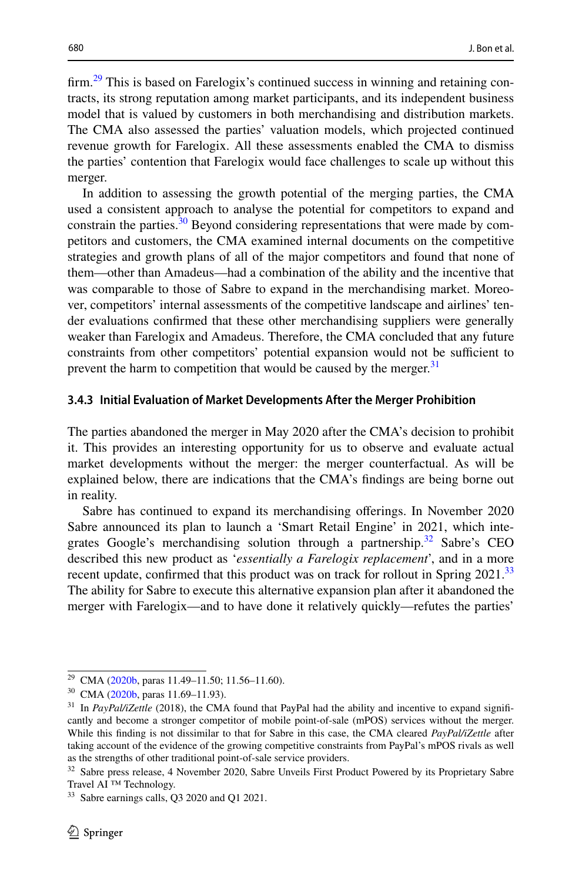firm.[29] This is based on Farelogix's continued success in winning and retaining contracts, its strong reputation among market participants, and its independent business model that is valued by customers in both merchandising and distribution markets. The CMA also assessed the parties' valuation models, which projected continued revenue growth for Farelogix. All these assessments enabled the CMA to dismiss the parties' contention that Farelogix would face challenges to scale up without this merger.

In addition to assessing the growth potential of the merging parties, the CMA used a consistent approach to analyse the potential for competitors to expand and constrain the parties.[30] Beyond considering representations that were made by competitors and customers, the CMA examined internal documents on the competitive strategies and growth plans of all of the major competitors and found that none of them—other than Amadeus—had a combination of the ability and the incentive that was comparable to those of Sabre to expand in the merchandising market. Moreover, competitors' internal assessments of the competitive landscape and airlines' tender evaluations confirmed that these other merchandising suppliers were generally weaker than Farelogix and Amadeus. Therefore, the CMA concluded that any future constraints from other competitors' potential expansion would not be sufficient to prevent the harm to competition that would be caused by the merger.[31]

### 3.4.3 Initial Evaluation of Market Developments After the Merger Prohibition

The parties abandoned the merger in May 2020 after the CMA's decision to prohibit it. This provides an interesting opportunity for us to observe and evaluate actual market developments without the merger: the merger counterfactual. As will be explained below, there are indications that the CMA's findings are being borne out in reality.

Sabre has continued to expand its merchandising offerings. In November 2020 Sabre announced its plan to launch a 'Smart Retail Engine' in 2021, which integrates Google's merchandising solution through a partnership.[32] Sabre's CEO described this new product as '*essentially a Farelogix replacement*', and in a more recent update, confirmed that this product was on track for rollout in Spring 2021.[33] The ability for Sabre to execute this alternative expansion plan after it abandoned the merger with Farelogix—and to have done it relatively quickly—refutes the parties'

---

[29] CMA (2020b, paras 11.49–11.50; 11.56–11.60).

[30] CMA (2020b, paras 11.69–11.93).

[31] In *PayPal/iZettle* (2018), the CMA found that PayPal had the ability and incentive to expand significantly and become a stronger competitor of mobile point-of-sale (mPOS) services without the merger. While this finding is not dissimilar to that for Sabre in this case, the CMA cleared *PayPal/iZettle* after taking account of the evidence of the growing competitive constraints from PayPal's mPOS rivals as well as the strengths of other traditional point-of-sale service providers.

[32] Sabre press release, 4 November 2020, Sabre Unveils First Product Powered by its Proprietary Sabre Travel AI ™ Technology.

[33] Sabre earnings calls, Q3 2020 and Q1 2021.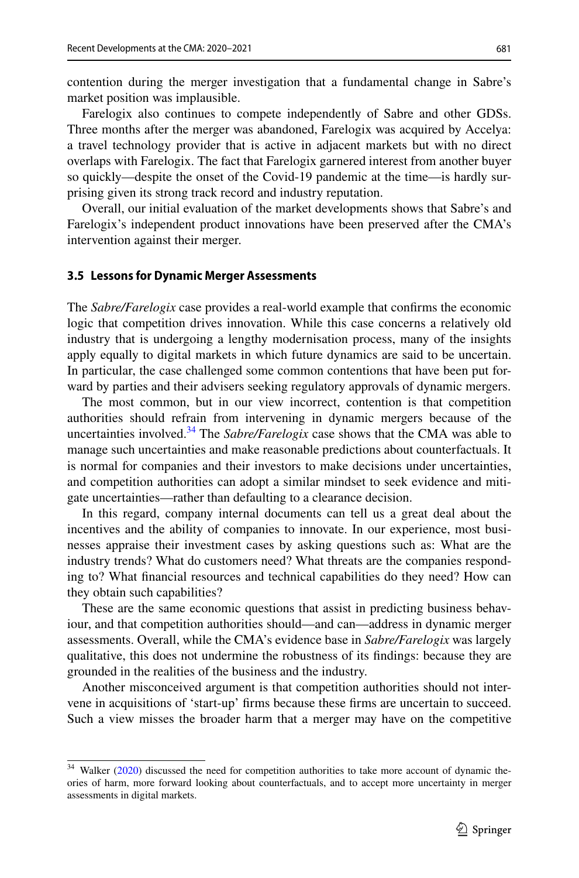contention during the merger investigation that a fundamental change in Sabre's market position was implausible.

Farelogix also continues to compete independently of Sabre and other GDSs. Three months after the merger was abandoned, Farelogix was acquired by Accelya: a travel technology provider that is active in adjacent markets but with no direct overlaps with Farelogix. The fact that Farelogix garnered interest from another buyer so quickly—despite the onset of the Covid-19 pandemic at the time—is hardly surprising given its strong track record and industry reputation.

Overall, our initial evaluation of the market developments shows that Sabre's and Farelogix's independent product innovations have been preserved after the CMA's intervention against their merger.

### 3.5 Lessons for Dynamic Merger Assessments

The *Sabre/Farelogix* case provides a real-world example that confirms the economic logic that competition drives innovation. While this case concerns a relatively old industry that is undergoing a lengthy modernisation process, many of the insights apply equally to digital markets in which future dynamics are said to be uncertain. In particular, the case challenged some common contentions that have been put forward by parties and their advisers seeking regulatory approvals of dynamic mergers.

The most common, but in our view incorrect, contention is that competition authorities should refrain from intervening in dynamic mergers because of the uncertainties involved.[34] The *Sabre/Farelogix* case shows that the CMA was able to manage such uncertainties and make reasonable predictions about counterfactuals. It is normal for companies and their investors to make decisions under uncertainties, and competition authorities can adopt a similar mindset to seek evidence and mitigate uncertainties—rather than defaulting to a clearance decision.

In this regard, company internal documents can tell us a great deal about the incentives and the ability of companies to innovate. In our experience, most businesses appraise their investment cases by asking questions such as: What are the industry trends? What do customers need? What threats are the companies responding to? What financial resources and technical capabilities do they need? How can they obtain such capabilities?

These are the same economic questions that assist in predicting business behaviour, and that competition authorities should—and can—address in dynamic merger assessments. Overall, while the CMA's evidence base in *Sabre/Farelogix* was largely qualitative, this does not undermine the robustness of its findings: because they are grounded in the realities of the business and the industry.

Another misconceived argument is that competition authorities should not intervene in acquisitions of 'start-up' firms because these firms are uncertain to succeed. Such a view misses the broader harm that a merger may have on the competitive

---

[34] Walker (2020) discussed the need for competition authorities to take more account of dynamic theories of harm, more forward looking about counterfactuals, and to accept more uncertainty in merger assessments in digital markets.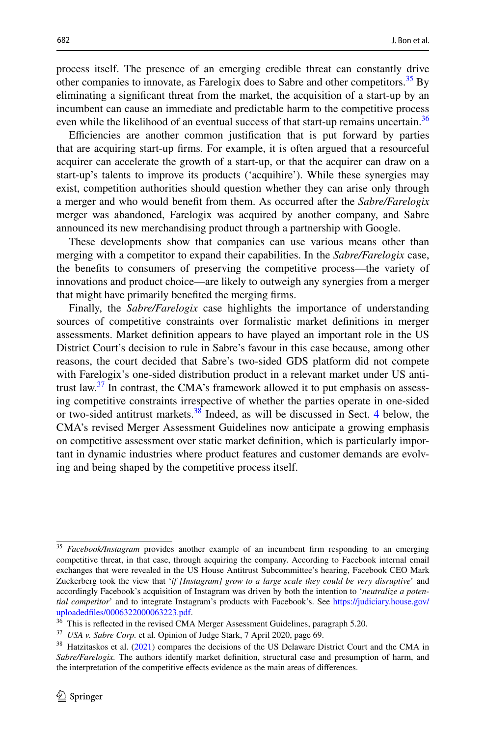process itself. The presence of an emerging credible threat can constantly drive other companies to innovate, as Farelogix does to Sabre and other competitors.[35] By eliminating a significant threat from the market, the acquisition of a start-up by an incumbent can cause an immediate and predictable harm to the competitive process even while the likelihood of an eventual success of that start-up remains uncertain.[36]

Efficiencies are another common justification that is put forward by parties that are acquiring start-up firms. For example, it is often argued that a resourceful acquirer can accelerate the growth of a start-up, or that the acquirer can draw on a start-up's talents to improve its products ('acquihire'). While these synergies may exist, competition authorities should question whether they can arise only through a merger and who would benefit from them. As occurred after the *Sabre/Farelogix* merger was abandoned, Farelogix was acquired by another company, and Sabre announced its new merchandising product through a partnership with Google.

These developments show that companies can use various means other than merging with a competitor to expand their capabilities. In the *Sabre/Farelogix* case, the benefits to consumers of preserving the competitive process—the variety of innovations and product choice—are likely to outweigh any synergies from a merger that might have primarily benefited the merging firms.

Finally, the *Sabre/Farelogix* case highlights the importance of understanding sources of competitive constraints over formalistic market definitions in merger assessments. Market definition appears to have played an important role in the US District Court's decision to rule in Sabre's favour in this case because, among other reasons, the court decided that Sabre's two-sided GDS platform did not compete with Farelogix's one-sided distribution product in a relevant market under US antitrust law.[37] In contrast, the CMA's framework allowed it to put emphasis on assessing competitive constraints irrespective of whether the parties operate in one-sided or two-sided antitrust markets.[38] Indeed, as will be discussed in Sect. 4 below, the CMA's revised Merger Assessment Guidelines now anticipate a growing emphasis on competitive assessment over static market definition, which is particularly important in dynamic industries where product features and customer demands are evolving and being shaped by the competitive process itself.

---

[35] *Facebook/Instagram* provides another example of an incumbent firm responding to an emerging competitive threat, in that case, through acquiring the company. According to Facebook internal email exchanges that were revealed in the US House Antitrust Subcommittee's hearing, Facebook CEO Mark Zuckerberg took the view that '*if [Instagram] grow to a large scale they could be very disruptive*' and accordingly Facebook's acquisition of Instagram was driven by both the intention to '*neutralize a potential competitor*' and to integrate Instagram's products with Facebook's. See https://judiciary.house.gov/uploadedfiles/0006322000063223.pdf.

[36] This is reflected in the revised CMA Merger Assessment Guidelines, paragraph 5.20.

[37] *USA v. Sabre Corp.* et al*.* Opinion of Judge Stark, 7 April 2020, page 69.

[38] Hatzitaskos et al. (2021) compares the decisions of the US Delaware District Court and the CMA in *Sabre/Farelogix.* The authors identify market definition, structural case and presumption of harm, and the interpretation of the competitive effects evidence as the main areas of differences.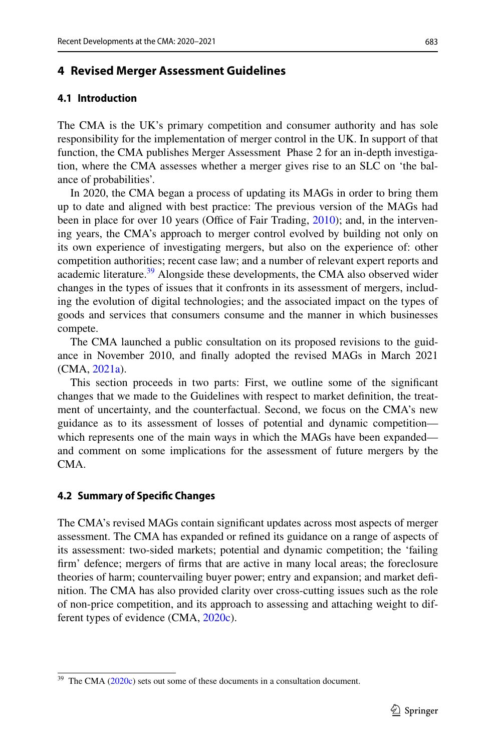## 4 Revised Merger Assessment Guidelines

### 4.1 Introduction

The CMA is the UK's primary competition and consumer authority and has sole responsibility for the implementation of merger control in the UK. In support of that function, the CMA publishes Merger Assessment  Phase 2 for an in-depth investigation, where the CMA assesses whether a merger gives rise to an SLC on 'the balance of probabilities'.

In 2020, the CMA began a process of updating its MAGs in order to bring them up to date and aligned with best practice: The previous version of the MAGs had been in place for over 10 years (Office of Fair Trading, 2010); and, in the intervening years, the CMA's approach to merger control evolved by building not only on its own experience of investigating mergers, but also on the experience of: other competition authorities; recent case law; and a number of relevant expert reports and academic literature.[39] Alongside these developments, the CMA also observed wider changes in the types of issues that it confronts in its assessment of mergers, including the evolution of digital technologies; and the associated impact on the types of goods and services that consumers consume and the manner in which businesses compete.

The CMA launched a public consultation on its proposed revisions to the guidance in November 2010, and finally adopted the revised MAGs in March 2021 (CMA, 2021a).

This section proceeds in two parts: First, we outline some of the significant changes that we made to the Guidelines with respect to market definition, the treatment of uncertainty, and the counterfactual. Second, we focus on the CMA's new guidance as to its assessment of losses of potential and dynamic competition—which represents one of the main ways in which the MAGs have been expanded—and comment on some implications for the assessment of future mergers by the CMA.

### 4.2 Summary of Specific Changes

The CMA's revised MAGs contain significant updates across most aspects of merger assessment. The CMA has expanded or refined its guidance on a range of aspects of its assessment: two-sided markets; potential and dynamic competition; the 'failing firm' defence; mergers of firms that are active in many local areas; the foreclosure theories of harm; countervailing buyer power; entry and expansion; and market definition. The CMA has also provided clarity over cross-cutting issues such as the role of non-price competition, and its approach to assessing and attaching weight to different types of evidence (CMA, 2020c).

[39] The CMA (2020c) sets out some of these documents in a consultation document.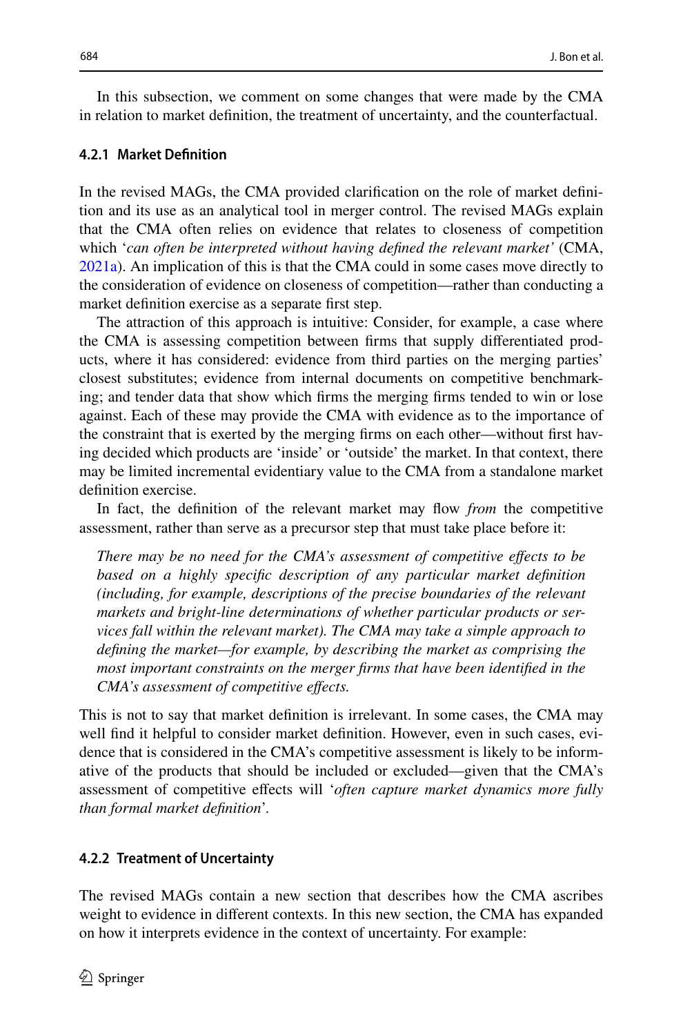In this subsection, we comment on some changes that were made by the CMA in relation to market definition, the treatment of uncertainty, and the counterfactual.

#### 4.2.1 Market Definition

In the revised MAGs, the CMA provided clarification on the role of market definition and its use as an analytical tool in merger control. The revised MAGs explain that the CMA often relies on evidence that relates to closeness of competition which '*can often be interpreted without having defined the relevant market'* (CMA, 2021a). An implication of this is that the CMA could in some cases move directly to the consideration of evidence on closeness of competition—rather than conducting a market definition exercise as a separate first step.

The attraction of this approach is intuitive: Consider, for example, a case where the CMA is assessing competition between firms that supply differentiated products, where it has considered: evidence from third parties on the merging parties' closest substitutes; evidence from internal documents on competitive benchmarking; and tender data that show which firms the merging firms tended to win or lose against. Each of these may provide the CMA with evidence as to the importance of the constraint that is exerted by the merging firms on each other—without first having decided which products are 'inside' or 'outside' the market. In that context, there may be limited incremental evidentiary value to the CMA from a standalone market definition exercise.

In fact, the definition of the relevant market may flow *from* the competitive assessment, rather than serve as a precursor step that must take place before it:

> *There may be no need for the CMA's assessment of competitive effects to be based on a highly specific description of any particular market definition (including, for example, descriptions of the precise boundaries of the relevant markets and bright-line determinations of whether particular products or services fall within the relevant market). The CMA may take a simple approach to defining the market—for example, by describing the market as comprising the most important constraints on the merger firms that have been identified in the CMA's assessment of competitive effects.*

This is not to say that market definition is irrelevant. In some cases, the CMA may well find it helpful to consider market definition. However, even in such cases, evidence that is considered in the CMA's competitive assessment is likely to be informative of the products that should be included or excluded—given that the CMA's assessment of competitive effects will '*often capture market dynamics more fully than formal market definition*'.

#### 4.2.2 Treatment of Uncertainty

The revised MAGs contain a new section that describes how the CMA ascribes weight to evidence in different contexts. In this new section, the CMA has expanded on how it interprets evidence in the context of uncertainty. For example: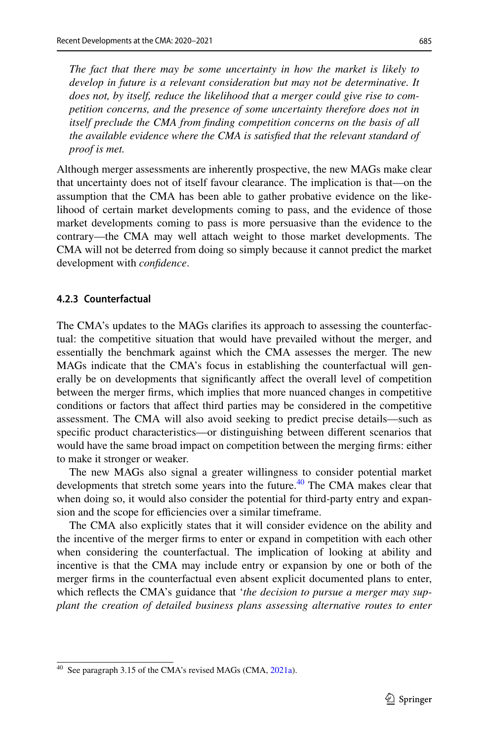*The fact that there may be some uncertainty in how the market is likely to develop in future is a relevant consideration but may not be determinative. It does not, by itself, reduce the likelihood that a merger could give rise to competition concerns, and the presence of some uncertainty therefore does not in itself preclude the CMA from finding competition concerns on the basis of all the available evidence where the CMA is satisfied that the relevant standard of proof is met.*

Although merger assessments are inherently prospective, the new MAGs make clear that uncertainty does not of itself favour clearance. The implication is that—on the assumption that the CMA has been able to gather probative evidence on the likelihood of certain market developments coming to pass, and the evidence of those market developments coming to pass is more persuasive than the evidence to the contrary—the CMA may well attach weight to those market developments. The CMA will not be deterred from doing so simply because it cannot predict the market development with *confidence*.

#### 4.2.3 Counterfactual

The CMA's updates to the MAGs clarifies its approach to assessing the counterfactual: the competitive situation that would have prevailed without the merger, and essentially the benchmark against which the CMA assesses the merger. The new MAGs indicate that the CMA's focus in establishing the counterfactual will generally be on developments that significantly affect the overall level of competition between the merger firms, which implies that more nuanced changes in competitive conditions or factors that affect third parties may be considered in the competitive assessment. The CMA will also avoid seeking to predict precise details—such as specific product characteristics—or distinguishing between different scenarios that would have the same broad impact on competition between the merging firms: either to make it stronger or weaker.

The new MAGs also signal a greater willingness to consider potential market developments that stretch some years into the future.[40] The CMA makes clear that when doing so, it would also consider the potential for third-party entry and expansion and the scope for efficiencies over a similar timeframe.

The CMA also explicitly states that it will consider evidence on the ability and the incentive of the merger firms to enter or expand in competition with each other when considering the counterfactual. The implication of looking at ability and incentive is that the CMA may include entry or expansion by one or both of the merger firms in the counterfactual even absent explicit documented plans to enter, which reflects the CMA's guidance that '*the decision to pursue a merger may supplant the creation of detailed business plans assessing alternative routes to enter*

---

[40] See paragraph 3.15 of the CMA's revised MAGs (CMA, 2021a).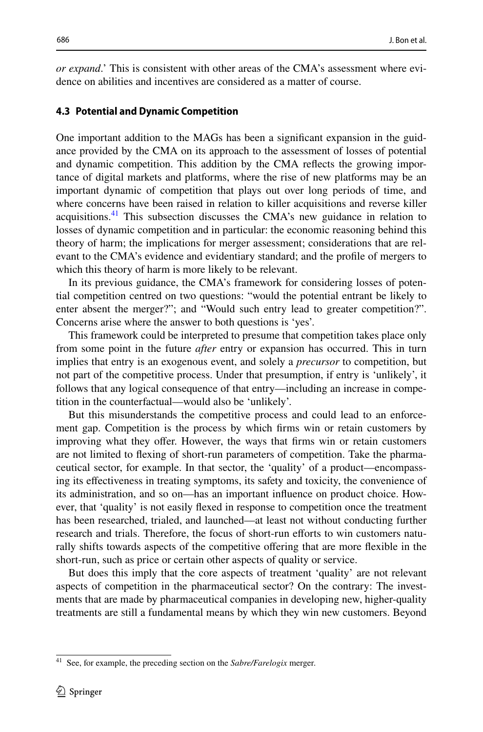*or expand*.' This is consistent with other areas of the CMA's assessment where evidence on abilities and incentives are considered as a matter of course.

### 4.3 Potential and Dynamic Competition

One important addition to the MAGs has been a significant expansion in the guidance provided by the CMA on its approach to the assessment of losses of potential and dynamic competition. This addition by the CMA reflects the growing importance of digital markets and platforms, where the rise of new platforms may be an important dynamic of competition that plays out over long periods of time, and where concerns have been raised in relation to killer acquisitions and reverse killer acquisitions.[41] This subsection discusses the CMA's new guidance in relation to losses of dynamic competition and in particular: the economic reasoning behind this theory of harm; the implications for merger assessment; considerations that are relevant to the CMA's evidence and evidentiary standard; and the profile of mergers to which this theory of harm is more likely to be relevant.

In its previous guidance, the CMA's framework for considering losses of potential competition centred on two questions: "would the potential entrant be likely to enter absent the merger?"; and "Would such entry lead to greater competition?". Concerns arise where the answer to both questions is 'yes'.

This framework could be interpreted to presume that competition takes place only from some point in the future *after* entry or expansion has occurred. This in turn implies that entry is an exogenous event, and solely a *precursor* to competition, but not part of the competitive process. Under that presumption, if entry is 'unlikely', it follows that any logical consequence of that entry—including an increase in competition in the counterfactual—would also be 'unlikely'.

But this misunderstands the competitive process and could lead to an enforcement gap. Competition is the process by which firms win or retain customers by improving what they offer. However, the ways that firms win or retain customers are not limited to flexing of short-run parameters of competition. Take the pharmaceutical sector, for example. In that sector, the 'quality' of a product—encompassing its effectiveness in treating symptoms, its safety and toxicity, the convenience of its administration, and so on—has an important influence on product choice. However, that 'quality' is not easily flexed in response to competition once the treatment has been researched, trialed, and launched—at least not without conducting further research and trials. Therefore, the focus of short-run efforts to win customers naturally shifts towards aspects of the competitive offering that are more flexible in the short-run, such as price or certain other aspects of quality or service.

But does this imply that the core aspects of treatment 'quality' are not relevant aspects of competition in the pharmaceutical sector? On the contrary: The investments that are made by pharmaceutical companies in developing new, higher-quality treatments are still a fundamental means by which they win new customers. Beyond

[41] See, for example, the preceding section on the *Sabre/Farelogix* merger.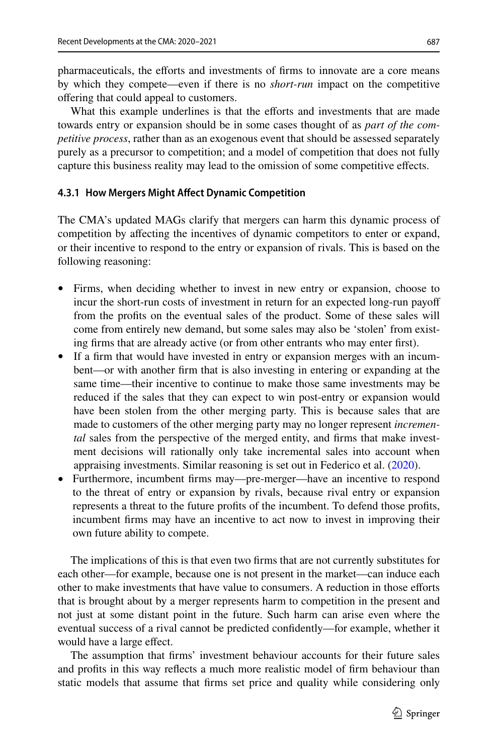pharmaceuticals, the efforts and investments of firms to innovate are a core means by which they compete—even if there is no *short-run* impact on the competitive offering that could appeal to customers.

What this example underlines is that the efforts and investments that are made towards entry or expansion should be in some cases thought of as *part of the competitive process*, rather than as an exogenous event that should be assessed separately purely as a precursor to competition; and a model of competition that does not fully capture this business reality may lead to the omission of some competitive effects.

#### 4.3.1 How Mergers Might Affect Dynamic Competition

The CMA's updated MAGs clarify that mergers can harm this dynamic process of competition by affecting the incentives of dynamic competitors to enter or expand, or their incentive to respond to the entry or expansion of rivals. This is based on the following reasoning:

- Firms, when deciding whether to invest in new entry or expansion, choose to incur the short-run costs of investment in return for an expected long-run payoff from the profits on the eventual sales of the product. Some of these sales will come from entirely new demand, but some sales may also be 'stolen' from existing firms that are already active (or from other entrants who may enter first).
- If a firm that would have invested in entry or expansion merges with an incumbent—or with another firm that is also investing in entering or expanding at the same time—their incentive to continue to make those same investments may be reduced if the sales that they can expect to win post-entry or expansion would have been stolen from the other merging party. This is because sales that are made to customers of the other merging party may no longer represent *incremental* sales from the perspective of the merged entity, and firms that make investment decisions will rationally only take incremental sales into account when appraising investments. Similar reasoning is set out in Federico et al. (2020).
- Furthermore, incumbent firms may—pre-merger—have an incentive to respond to the threat of entry or expansion by rivals, because rival entry or expansion represents a threat to the future profits of the incumbent. To defend those profits, incumbent firms may have an incentive to act now to invest in improving their own future ability to compete.

The implications of this is that even two firms that are not currently substitutes for each other—for example, because one is not present in the market—can induce each other to make investments that have value to consumers. A reduction in those efforts that is brought about by a merger represents harm to competition in the present and not just at some distant point in the future. Such harm can arise even where the eventual success of a rival cannot be predicted confidently—for example, whether it would have a large effect.

The assumption that firms' investment behaviour accounts for their future sales and profits in this way reflects a much more realistic model of firm behaviour than static models that assume that firms set price and quality while considering only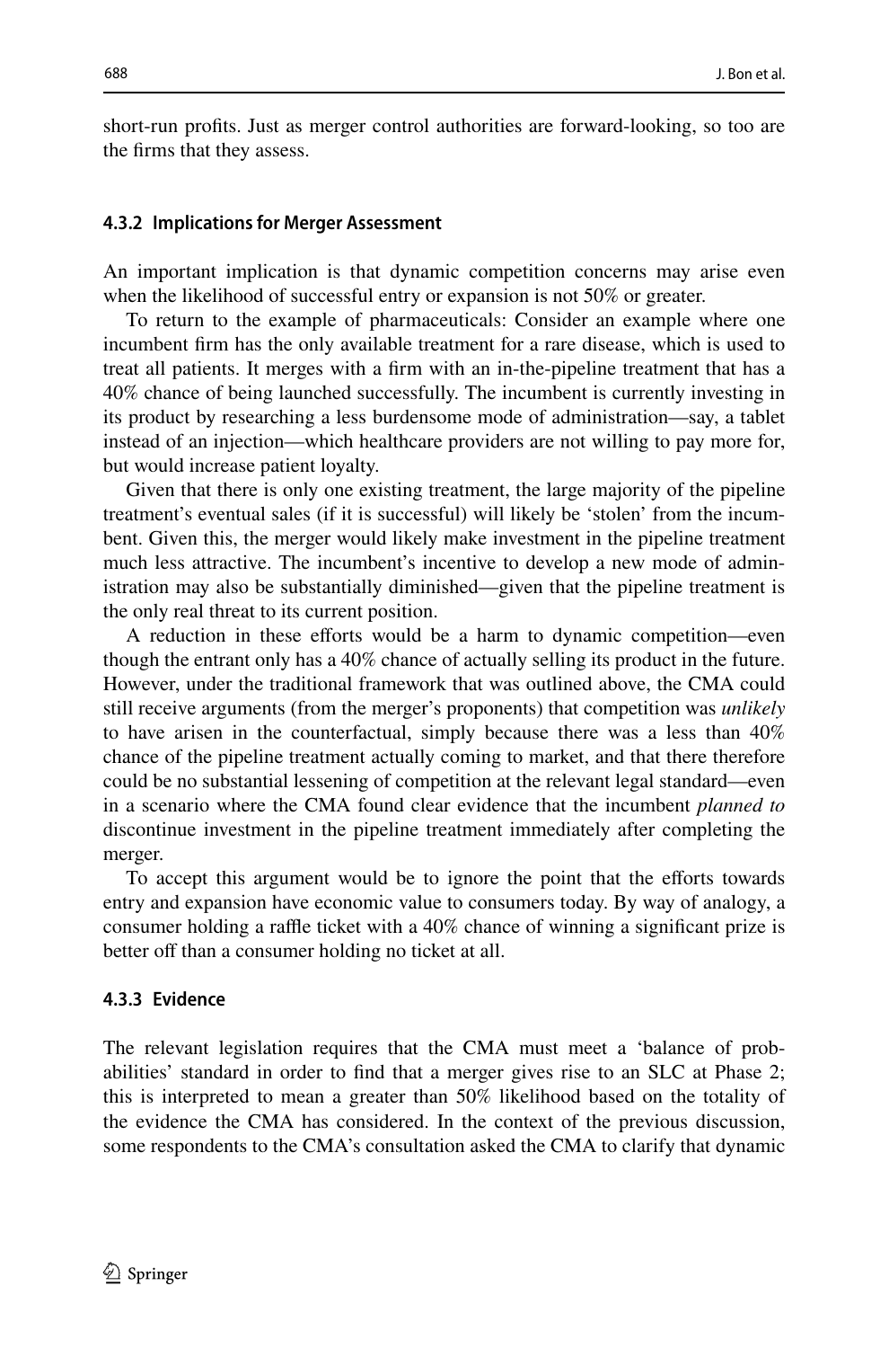short-run profits. Just as merger control authorities are forward-looking, so too are the firms that they assess.

### 4.3.2 Implications for Merger Assessment

An important implication is that dynamic competition concerns may arise even when the likelihood of successful entry or expansion is not 50% or greater.

To return to the example of pharmaceuticals: Consider an example where one incumbent firm has the only available treatment for a rare disease, which is used to treat all patients. It merges with a firm with an in-the-pipeline treatment that has a 40% chance of being launched successfully. The incumbent is currently investing in its product by researching a less burdensome mode of administration—say, a tablet instead of an injection—which healthcare providers are not willing to pay more for, but would increase patient loyalty.

Given that there is only one existing treatment, the large majority of the pipeline treatment's eventual sales (if it is successful) will likely be 'stolen' from the incumbent. Given this, the merger would likely make investment in the pipeline treatment much less attractive. The incumbent's incentive to develop a new mode of administration may also be substantially diminished—given that the pipeline treatment is the only real threat to its current position.

A reduction in these efforts would be a harm to dynamic competition—even though the entrant only has a 40% chance of actually selling its product in the future. However, under the traditional framework that was outlined above, the CMA could still receive arguments (from the merger's proponents) that competition was *unlikely* to have arisen in the counterfactual, simply because there was a less than 40% chance of the pipeline treatment actually coming to market, and that there therefore could be no substantial lessening of competition at the relevant legal standard—even in a scenario where the CMA found clear evidence that the incumbent *planned to* discontinue investment in the pipeline treatment immediately after completing the merger.

To accept this argument would be to ignore the point that the efforts towards entry and expansion have economic value to consumers today. By way of analogy, a consumer holding a raffle ticket with a 40% chance of winning a significant prize is better off than a consumer holding no ticket at all.

### 4.3.3 Evidence

The relevant legislation requires that the CMA must meet a 'balance of probabilities' standard in order to find that a merger gives rise to an SLC at Phase 2; this is interpreted to mean a greater than 50% likelihood based on the totality of the evidence the CMA has considered. In the context of the previous discussion, some respondents to the CMA's consultation asked the CMA to clarify that dynamic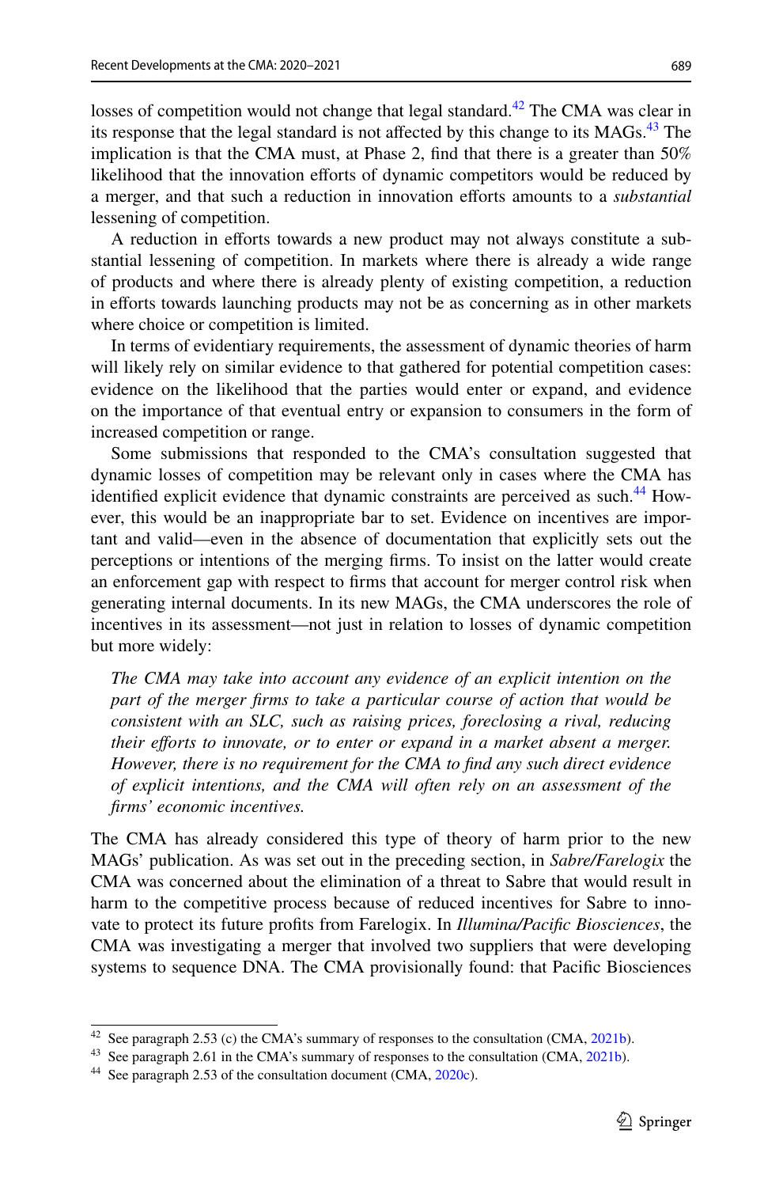losses of competition would not change that legal standard.[42] The CMA was clear in its response that the legal standard is not affected by this change to its MAGs.[43] The implication is that the CMA must, at Phase 2, find that there is a greater than 50% likelihood that the innovation efforts of dynamic competitors would be reduced by a merger, and that such a reduction in innovation efforts amounts to a *substantial* lessening of competition.

A reduction in efforts towards a new product may not always constitute a substantial lessening of competition. In markets where there is already a wide range of products and where there is already plenty of existing competition, a reduction in efforts towards launching products may not be as concerning as in other markets where choice or competition is limited.

In terms of evidentiary requirements, the assessment of dynamic theories of harm will likely rely on similar evidence to that gathered for potential competition cases: evidence on the likelihood that the parties would enter or expand, and evidence on the importance of that eventual entry or expansion to consumers in the form of increased competition or range.

Some submissions that responded to the CMA's consultation suggested that dynamic losses of competition may be relevant only in cases where the CMA has identified explicit evidence that dynamic constraints are perceived as such.[44] However, this would be an inappropriate bar to set. Evidence on incentives are important and valid—even in the absence of documentation that explicitly sets out the perceptions or intentions of the merging firms. To insist on the latter would create an enforcement gap with respect to firms that account for merger control risk when generating internal documents. In its new MAGs, the CMA underscores the role of incentives in its assessment—not just in relation to losses of dynamic competition but more widely:

> *The CMA may take into account any evidence of an explicit intention on the part of the merger firms to take a particular course of action that would be consistent with an SLC, such as raising prices, foreclosing a rival, reducing their efforts to innovate, or to enter or expand in a market absent a merger. However, there is no requirement for the CMA to find any such direct evidence of explicit intentions, and the CMA will often rely on an assessment of the firms' economic incentives.*

The CMA has already considered this type of theory of harm prior to the new MAGs' publication. As was set out in the preceding section, in *Sabre/Farelogix* the CMA was concerned about the elimination of a threat to Sabre that would result in harm to the competitive process because of reduced incentives for Sabre to innovate to protect its future profits from Farelogix. In *Illumina/Pacific Biosciences*, the CMA was investigating a merger that involved two suppliers that were developing systems to sequence DNA. The CMA provisionally found: that Pacific Biosciences

---

[42] See paragraph 2.53 (c) the CMA's summary of responses to the consultation (CMA, 2021b).

[43] See paragraph 2.61 in the CMA's summary of responses to the consultation (CMA, 2021b).

[44] See paragraph 2.53 of the consultation document (CMA, 2020c).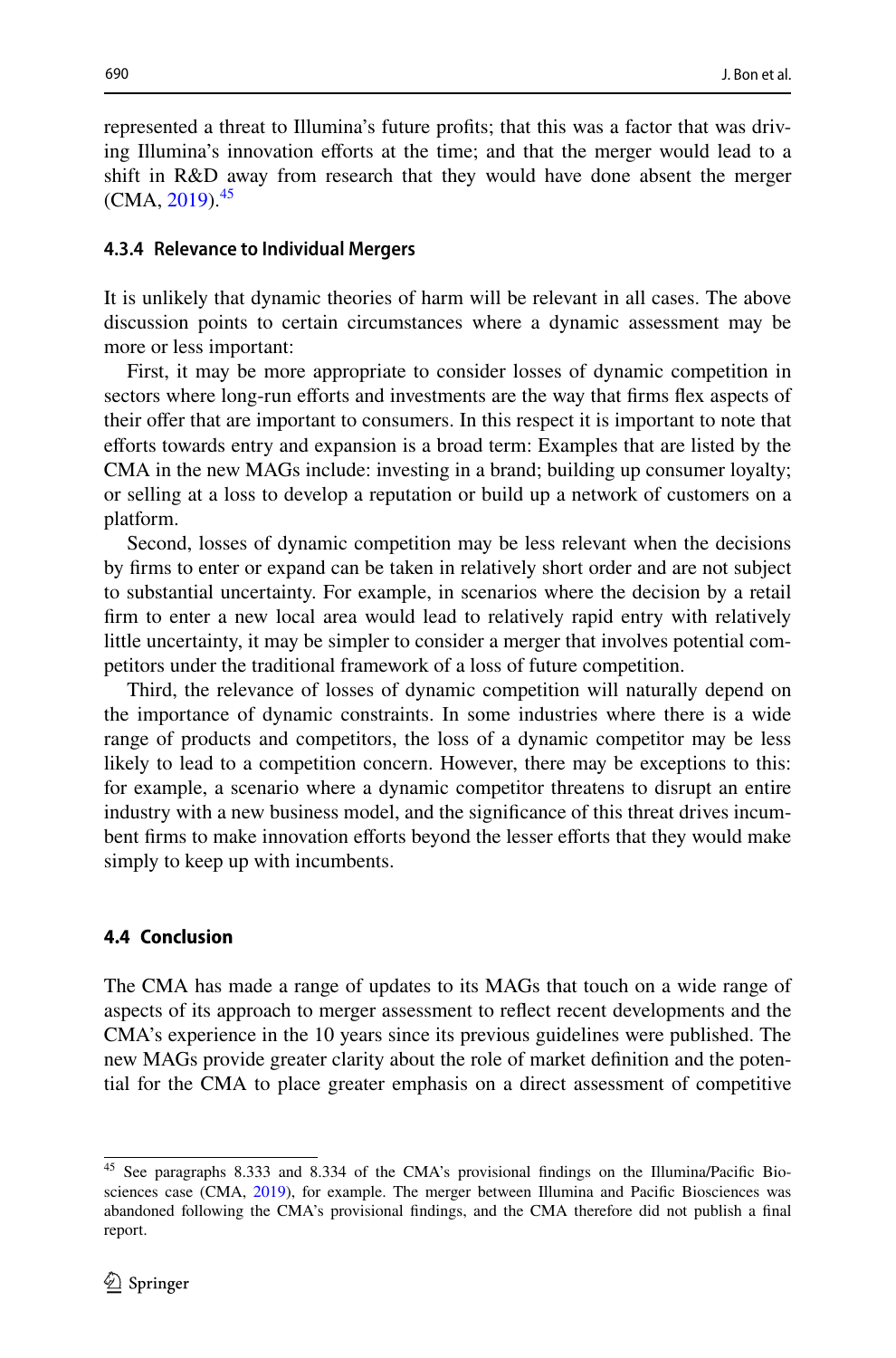represented a threat to Illumina's future profits; that this was a factor that was driving Illumina's innovation efforts at the time; and that the merger would lead to a shift in R&D away from research that they would have done absent the merger (CMA, 2019).[45]

#### 4.3.4 Relevance to Individual Mergers

It is unlikely that dynamic theories of harm will be relevant in all cases. The above discussion points to certain circumstances where a dynamic assessment may be more or less important:

First, it may be more appropriate to consider losses of dynamic competition in sectors where long-run efforts and investments are the way that firms flex aspects of their offer that are important to consumers. In this respect it is important to note that efforts towards entry and expansion is a broad term: Examples that are listed by the CMA in the new MAGs include: investing in a brand; building up consumer loyalty; or selling at a loss to develop a reputation or build up a network of customers on a platform.

Second, losses of dynamic competition may be less relevant when the decisions by firms to enter or expand can be taken in relatively short order and are not subject to substantial uncertainty. For example, in scenarios where the decision by a retail firm to enter a new local area would lead to relatively rapid entry with relatively little uncertainty, it may be simpler to consider a merger that involves potential competitors under the traditional framework of a loss of future competition.

Third, the relevance of losses of dynamic competition will naturally depend on the importance of dynamic constraints. In some industries where there is a wide range of products and competitors, the loss of a dynamic competitor may be less likely to lead to a competition concern. However, there may be exceptions to this: for example, a scenario where a dynamic competitor threatens to disrupt an entire industry with a new business model, and the significance of this threat drives incumbent firms to make innovation efforts beyond the lesser efforts that they would make simply to keep up with incumbents.

### 4.4 Conclusion

The CMA has made a range of updates to its MAGs that touch on a wide range of aspects of its approach to merger assessment to reflect recent developments and the CMA's experience in the 10 years since its previous guidelines were published. The new MAGs provide greater clarity about the role of market definition and the potential for the CMA to place greater emphasis on a direct assessment of competitive

---

[45] See paragraphs 8.333 and 8.334 of the CMA's provisional findings on the Illumina/Pacific Biosciences case (CMA, 2019), for example. The merger between Illumina and Pacific Biosciences was abandoned following the CMA's provisional findings, and the CMA therefore did not publish a final report.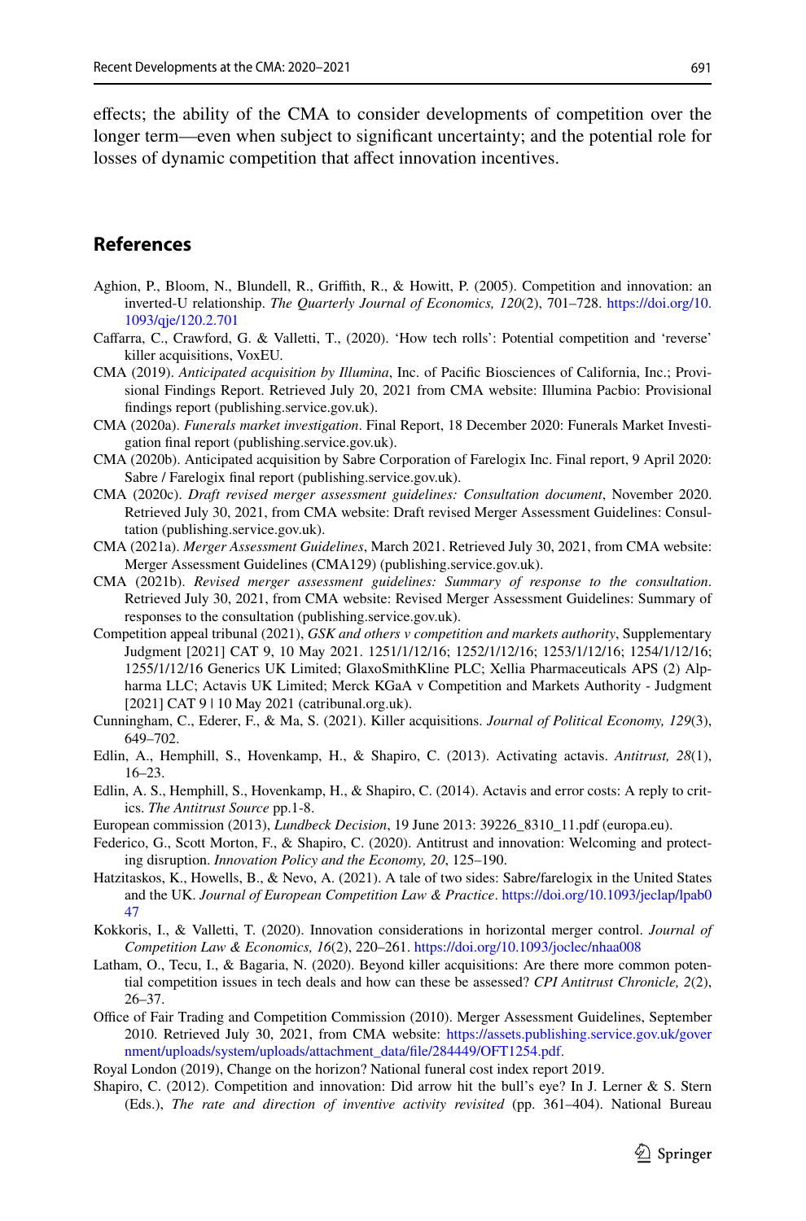effects; the ability of the CMA to consider developments of competition over the longer term—even when subject to significant uncertainty; and the potential role for losses of dynamic competition that affect innovation incentives.

## References

Aghion, P., Bloom, N., Blundell, R., Griffith, R., & Howitt, P. (2005). Competition and innovation: an inverted-U relationship. *The Quarterly Journal of Economics, 120*(2), 701–728. https://doi.org/10.1093/qje/120.2.701

Caffarra, C., Crawford, G. & Valletti, T., (2020). 'How tech rolls': Potential competition and 'reverse' killer acquisitions, VoxEU.

CMA (2019). *Anticipated acquisition by Illumina*, Inc. of Pacific Biosciences of California, Inc.; Provisional Findings Report. Retrieved July 20, 2021 from CMA website: Illumina Pacbio: Provisional findings report (publishing.service.gov.uk).

CMA (2020a). *Funerals market investigation*. Final Report, 18 December 2020: Funerals Market Investigation final report (publishing.service.gov.uk).

CMA (2020b). Anticipated acquisition by Sabre Corporation of Farelogix Inc. Final report, 9 April 2020: Sabre / Farelogix final report (publishing.service.gov.uk).

CMA (2020c). *Draft revised merger assessment guidelines: Consultation document*, November 2020. Retrieved July 30, 2021, from CMA website: Draft revised Merger Assessment Guidelines: Consultation (publishing.service.gov.uk).

CMA (2021a). *Merger Assessment Guidelines*, March 2021. Retrieved July 30, 2021, from CMA website: Merger Assessment Guidelines (CMA129) (publishing.service.gov.uk).

CMA (2021b). *Revised merger assessment guidelines: Summary of response to the consultation*. Retrieved July 30, 2021, from CMA website: Revised Merger Assessment Guidelines: Summary of responses to the consultation (publishing.service.gov.uk).

Competition appeal tribunal (2021), *GSK and others v competition and markets authority*, Supplementary Judgment [2021] CAT 9, 10 May 2021. 1251/1/12/16; 1252/1/12/16; 1253/1/12/16; 1254/1/12/16; 1255/1/12/16 Generics UK Limited; GlaxoSmithKline PLC; Xellia Pharmaceuticals APS (2) Alpharma LLC; Actavis UK Limited; Merck KGaA v Competition and Markets Authority - Judgment [2021] CAT 9 | 10 May 2021 (catribunal.org.uk).

Cunningham, C., Ederer, F., & Ma, S. (2021). Killer acquisitions. *Journal of Political Economy, 129*(3), 649–702.

Edlin, A., Hemphill, S., Hovenkamp, H., & Shapiro, C. (2013). Activating actavis. *Antitrust, 28*(1), 16–23.

Edlin, A. S., Hemphill, S., Hovenkamp, H., & Shapiro, C. (2014). Actavis and error costs: A reply to critics. *The Antitrust Source* pp.1-8.

European commission (2013), *Lundbeck Decision*, 19 June 2013: 39226_8310_11.pdf (europa.eu).

Federico, G., Scott Morton, F., & Shapiro, C. (2020). Antitrust and innovation: Welcoming and protecting disruption. *Innovation Policy and the Economy, 20*, 125–190.

Hatzitaskos, K., Howells, B., & Nevo, A. (2021). A tale of two sides: Sabre/farelogix in the United States and the UK. *Journal of European Competition Law & Practice*. https://doi.org/10.1093/jeclap/lpab047

Kokkoris, I., & Valletti, T. (2020). Innovation considerations in horizontal merger control. *Journal of Competition Law & Economics, 16*(2), 220–261. https://doi.org/10.1093/joclec/nhaa008

Latham, O., Tecu, I., & Bagaria, N. (2020). Beyond killer acquisitions: Are there more common potential competition issues in tech deals and how can these be assessed? *CPI Antitrust Chronicle, 2*(2), 26–37.

Office of Fair Trading and Competition Commission (2010). Merger Assessment Guidelines, September 2010. Retrieved July 30, 2021, from CMA website: https://assets.publishing.service.gov.uk/government/uploads/system/uploads/attachment_data/file/284449/OFT1254.pdf.

Royal London (2019), Change on the horizon? National funeral cost index report 2019.

Shapiro, C. (2012). Competition and innovation: Did arrow hit the bull's eye? In J. Lerner & S. Stern (Eds.), *The rate and direction of inventive activity revisited* (pp. 361–404). National Bureau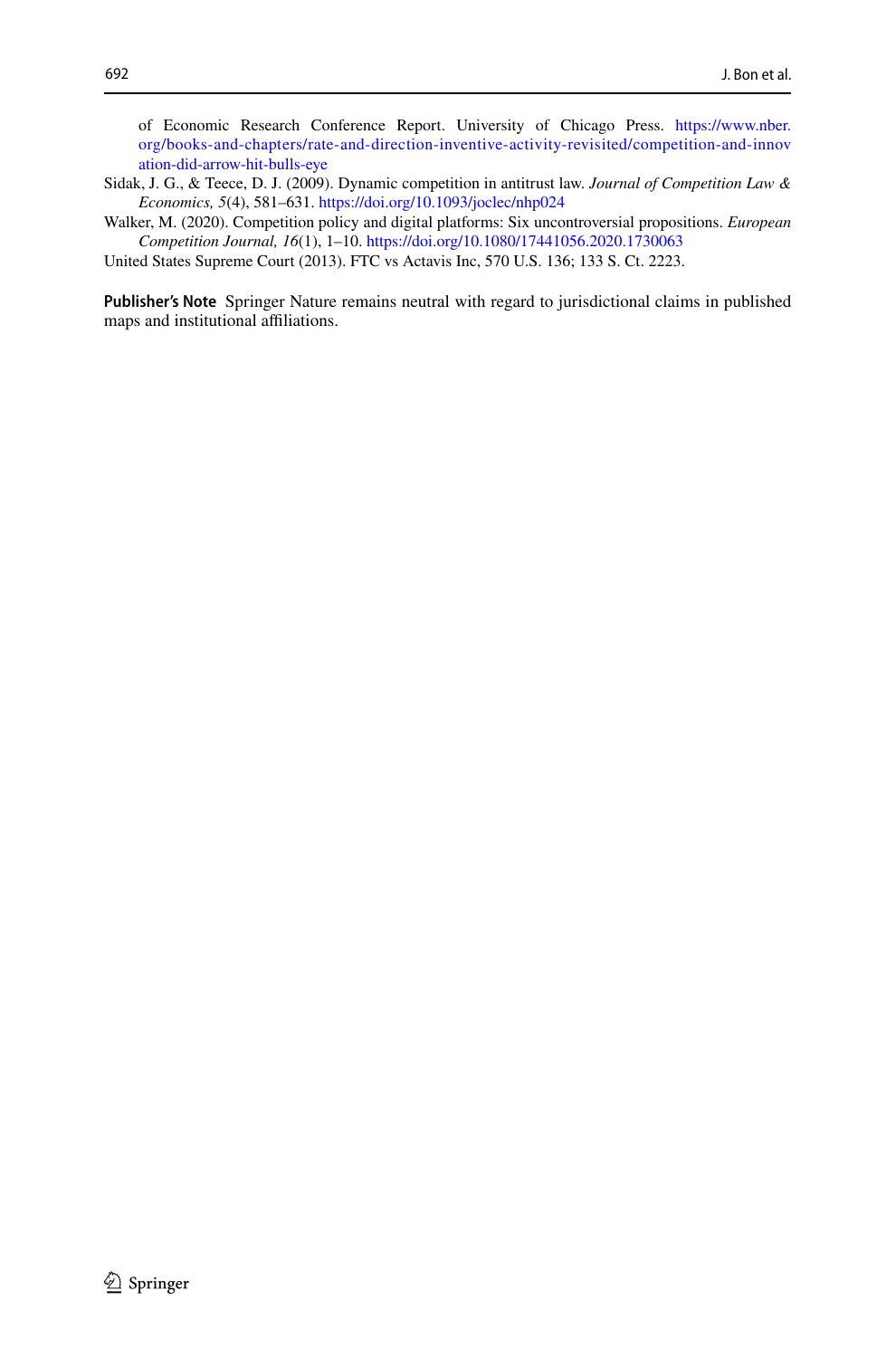of Economic Research Conference Report. University of Chicago Press. https://www.nber.org/books-and-chapters/rate-and-direction-inventive-activity-revisited/competition-and-innovation-did-arrow-hit-bulls-eye

Sidak, J. G., & Teece, D. J. (2009). Dynamic competition in antitrust law. *Journal of Competition Law & Economics, 5*(4), 581–631. https://doi.org/10.1093/joclec/nhp024

Walker, M. (2020). Competition policy and digital platforms: Six uncontroversial propositions. *European Competition Journal, 16*(1), 1–10. https://doi.org/10.1080/17441056.2020.1730063

United States Supreme Court (2013). FTC vs Actavis Inc, 570 U.S. 136; 133 S. Ct. 2223.

**Publisher's Note** Springer Nature remains neutral with regard to jurisdictional claims in published maps and institutional affiliations.